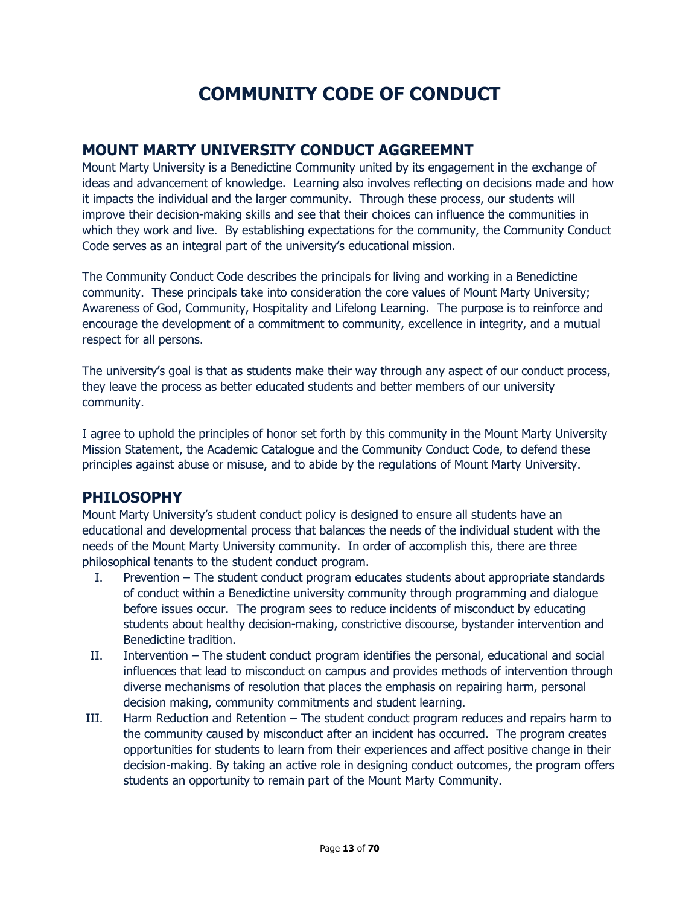# COMMUNITY CODE OF CONDUCT

## MOUNT MARTY UNIVERSITY CONDUCT AGGREEMNT

Mount Marty University is a Benedictine Community united by its engagement in the exchange of ideas and advancement of knowledge. Learning also involves reflecting on decisions made and how it impacts the individual and the larger community. Through these process, our students will improve their decision-making skills and see that their choices can influence the communities in which they work and live. By establishing expectations for the community, the Community Conduct Code serves as an integral part of the university's educational mission.

The Community Conduct Code describes the principals for living and working in a Benedictine community. These principals take into consideration the core values of Mount Marty University; Awareness of God, Community, Hospitality and Lifelong Learning. The purpose is to reinforce and encourage the development of a commitment to community, excellence in integrity, and a mutual respect for all persons.

The university's goal is that as students make their way through any aspect of our conduct process, they leave the process as better educated students and better members of our university community.

I agree to uphold the principles of honor set forth by this community in the Mount Marty University Mission Statement, the Academic Catalogue and the Community Conduct Code, to defend these principles against abuse or misuse, and to abide by the regulations of Mount Marty University.

## PHILOSOPHY

Mount Marty University's student conduct policy is designed to ensure all students have an educational and developmental process that balances the needs of the individual student with the needs of the Mount Marty University community. In order of accomplish this, there are three philosophical tenants to the student conduct program.

I. Prevention – The student conduct program educates students about appropriate standards of conduct within a Benedictine university community through programming and dialogue before issues occur. The program sees to reduce incidents of misconduct by educating students about healthy decision-making, constrictive discourse, bystander intervention and Benedictine tradition.

II. Intervention – The student conduct program identifies the personal, educational and social influences that lead to misconduct on campus and provides methods of intervention through diverse mechanisms of resolution that places the emphasis on repairing harm, personal decision making, community commitments and student learning.

III. Harm Reduction and Retention – The student conduct program reduces and repairs harm to the community caused by misconduct after an incident has occurred. The program creates opportunities for students to learn from their experiences and affect positive change in their decision-making. By taking an active role in designing conduct outcomes, the program offers students an opportunity to remain part of the Mount Marty Community.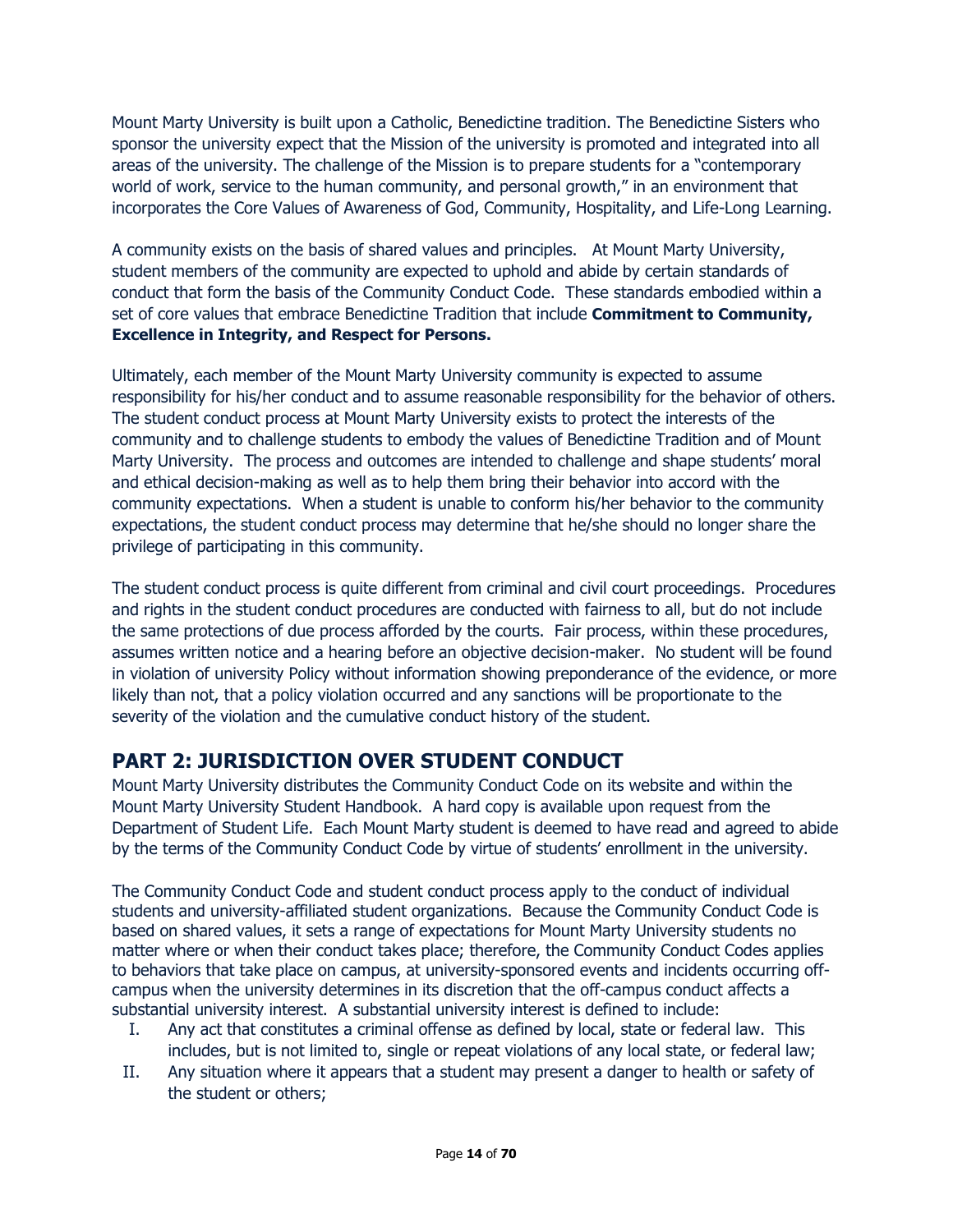Mount Marty University is built upon a Catholic, Benedictine tradition. The Benedictine Sisters who sponsor the university expect that the Mission of the university is promoted and integrated into all areas of the university. The challenge of the Mission is to prepare students for a "contemporary world of work, service to the human community, and personal growth," in an environment that incorporates the Core Values of Awareness of God, Community, Hospitality, and Life-Long Learning.

A community exists on the basis of shared values and principles. At Mount Marty University, student members of the community are expected to uphold and abide by certain standards of conduct that form the basis of the Community Conduct Code. These standards embodied within a set of core values that embrace Benedictine Tradition that include **Commitment to Community, Excellence in Integrity, and Respect for Persons.**

Ultimately, each member of the Mount Marty University community is expected to assume responsibility for his/her conduct and to assume reasonable responsibility for the behavior of others. The student conduct process at Mount Marty University exists to protect the interests of the community and to challenge students to embody the values of Benedictine Tradition and of Mount Marty University. The process and outcomes are intended to challenge and shape students' moral and ethical decision-making as well as to help them bring their behavior into accord with the community expectations. When a student is unable to conform his/her behavior to the community expectations, the student conduct process may determine that he/she should no longer share the privilege of participating in this community.

The student conduct process is quite different from criminal and civil court proceedings. Procedures and rights in the student conduct procedures are conducted with fairness to all, but do not include the same protections of due process afforded by the courts. Fair process, within these procedures, assumes written notice and a hearing before an objective decision-maker. No student will be found in violation of university Policy without information showing preponderance of the evidence, or more likely than not, that a policy violation occurred and any sanctions will be proportionate to the severity of the violation and the cumulative conduct history of the student.

## PART 2: JURISDICTION OVER STUDENT CONDUCT

Mount Marty University distributes the Community Conduct Code on its website and within the Mount Marty University Student Handbook. A hard copy is available upon request from the Department of Student Life. Each Mount Marty student is deemed to have read and agreed to abide by the terms of the Community Conduct Code by virtue of students' enrollment in the university.

The Community Conduct Code and student conduct process apply to the conduct of individual students and university-affiliated student organizations. Because the Community Conduct Code is based on shared values, it sets a range of expectations for Mount Marty University students no matter where or when their conduct takes place; therefore, the Community Conduct Codes applies to behaviors that take place on campus, at university-sponsored events and incidents occurring off-campus when the university determines in its discretion that the off-campus conduct affects a substantial university interest. A substantial university interest is defined to include:

I. Any act that constitutes a criminal offense as defined by local, state or federal law. This includes, but is not limited to, single or repeat violations of any local state, or federal law;
II. Any situation where it appears that a student may present a danger to health or safety of the student or others;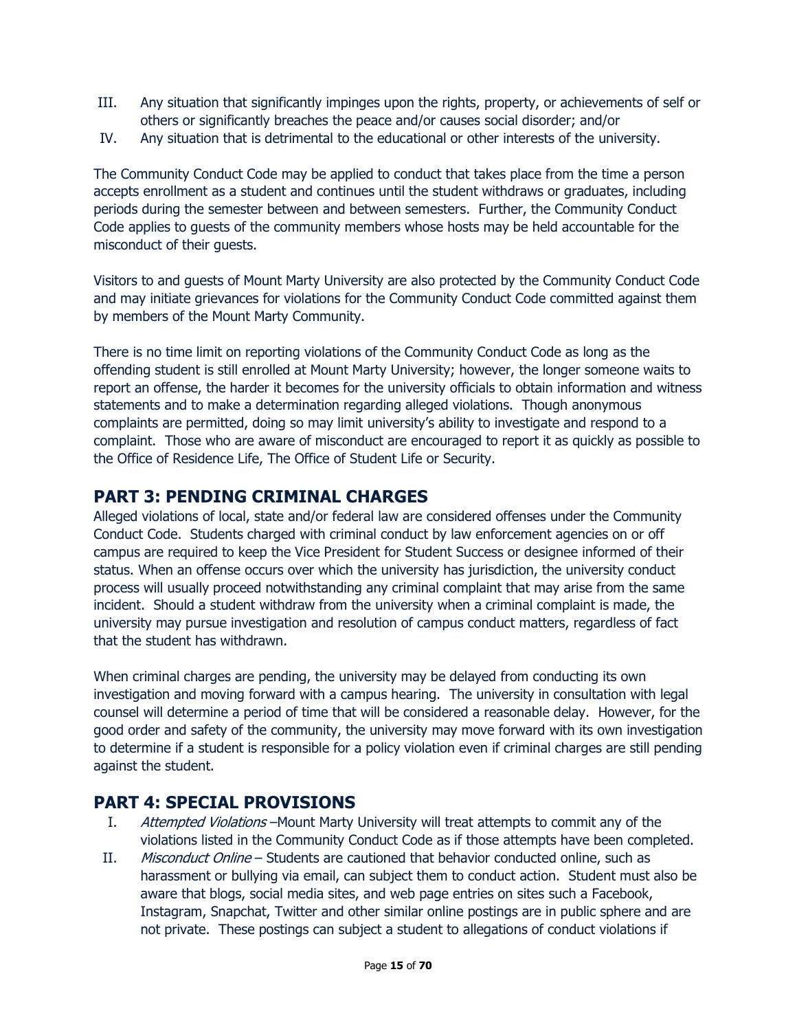III. Any situation that significantly impinges upon the rights, property, or achievements of self or others or significantly breaches the peace and/or causes social disorder; and/or
IV. Any situation that is detrimental to the educational or other interests of the university.

The Community Conduct Code may be applied to conduct that takes place from the time a person accepts enrollment as a student and continues until the student withdraws or graduates, including periods during the semester between and between semesters. Further, the Community Conduct Code applies to guests of the community members whose hosts may be held accountable for the misconduct of their guests.

Visitors to and guests of Mount Marty University are also protected by the Community Conduct Code and may initiate grievances for violations for the Community Conduct Code committed against them by members of the Mount Marty Community.

There is no time limit on reporting violations of the Community Conduct Code as long as the offending student is still enrolled at Mount Marty University; however, the longer someone waits to report an offense, the harder it becomes for the university officials to obtain information and witness statements and to make a determination regarding alleged violations. Though anonymous complaints are permitted, doing so may limit university's ability to investigate and respond to a complaint. Those who are aware of misconduct are encouraged to report it as quickly as possible to the Office of Residence Life, The Office of Student Life or Security.

## PART 3: PENDING CRIMINAL CHARGES

Alleged violations of local, state and/or federal law are considered offenses under the Community Conduct Code. Students charged with criminal conduct by law enforcement agencies on or off campus are required to keep the Vice President for Student Success or designee informed of their status. When an offense occurs over which the university has jurisdiction, the university conduct process will usually proceed notwithstanding any criminal complaint that may arise from the same incident. Should a student withdraw from the university when a criminal complaint is made, the university may pursue investigation and resolution of campus conduct matters, regardless of fact that the student has withdrawn.

When criminal charges are pending, the university may be delayed from conducting its own investigation and moving forward with a campus hearing. The university in consultation with legal counsel will determine a period of time that will be considered a reasonable delay. However, for the good order and safety of the community, the university may move forward with its own investigation to determine if a student is responsible for a policy violation even if criminal charges are still pending against the student.

## PART 4: SPECIAL PROVISIONS

I. *Attempted Violations* –Mount Marty University will treat attempts to commit any of the violations listed in the Community Conduct Code as if those attempts have been completed.
II. *Misconduct Online* – Students are cautioned that behavior conducted online, such as harassment or bullying via email, can subject them to conduct action. Student must also be aware that blogs, social media sites, and web page entries on sites such a Facebook, Instagram, Snapchat, Twitter and other similar online postings are in public sphere and are not private. These postings can subject a student to allegations of conduct violations if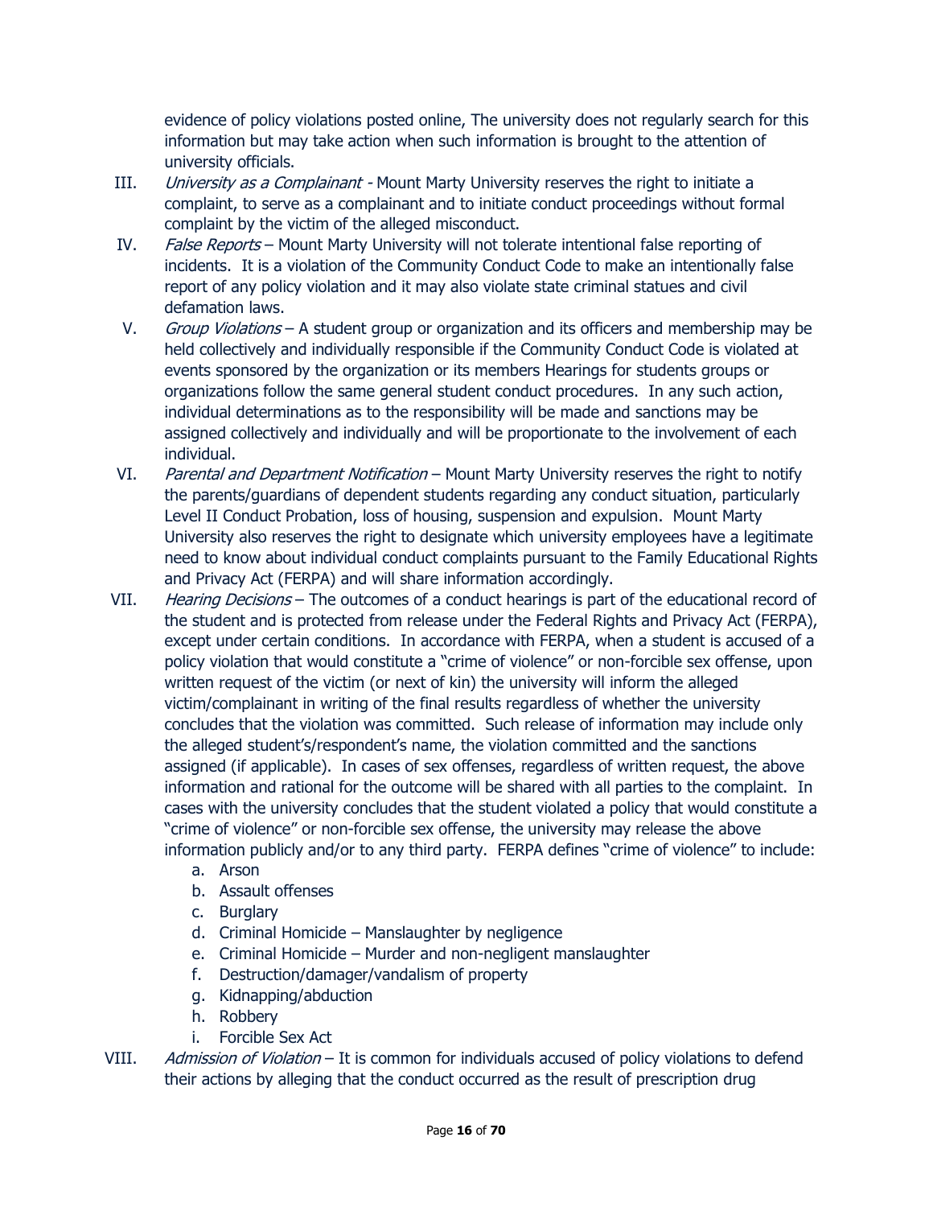evidence of policy violations posted online, The university does not regularly search for this information but may take action when such information is brought to the attention of university officials.

III. *University as a Complainant* - Mount Marty University reserves the right to initiate a complaint, to serve as a complainant and to initiate conduct proceedings without formal complaint by the victim of the alleged misconduct.

IV. *False Reports* – Mount Marty University will not tolerate intentional false reporting of incidents. It is a violation of the Community Conduct Code to make an intentionally false report of any policy violation and it may also violate state criminal statues and civil defamation laws.

V. *Group Violations* – A student group or organization and its officers and membership may be held collectively and individually responsible if the Community Conduct Code is violated at events sponsored by the organization or its members Hearings for students groups or organizations follow the same general student conduct procedures. In any such action, individual determinations as to the responsibility will be made and sanctions may be assigned collectively and individually and will be proportionate to the involvement of each individual.

VI. *Parental and Department Notification* – Mount Marty University reserves the right to notify the parents/guardians of dependent students regarding any conduct situation, particularly Level II Conduct Probation, loss of housing, suspension and expulsion. Mount Marty University also reserves the right to designate which university employees have a legitimate need to know about individual conduct complaints pursuant to the Family Educational Rights and Privacy Act (FERPA) and will share information accordingly.

VII. *Hearing Decisions* – The outcomes of a conduct hearings is part of the educational record of the student and is protected from release under the Federal Rights and Privacy Act (FERPA), except under certain conditions. In accordance with FERPA, when a student is accused of a policy violation that would constitute a "crime of violence" or non-forcible sex offense, upon written request of the victim (or next of kin) the university will inform the alleged victim/complainant in writing of the final results regardless of whether the university concludes that the violation was committed. Such release of information may include only the alleged student's/respondent's name, the violation committed and the sanctions assigned (if applicable). In cases of sex offenses, regardless of written request, the above information and rational for the outcome will be shared with all parties to the complaint. In cases with the university concludes that the student violated a policy that would constitute a "crime of violence" or non-forcible sex offense, the university may release the above information publicly and/or to any third party. FERPA defines "crime of violence" to include:

   a. Arson
   b. Assault offenses
   c. Burglary
   d. Criminal Homicide – Manslaughter by negligence
   e. Criminal Homicide – Murder and non-negligent manslaughter
   f. Destruction/damager/vandalism of property
   g. Kidnapping/abduction
   h. Robbery
   i. Forcible Sex Act

VIII. *Admission of Violation* – It is common for individuals accused of policy violations to defend their actions by alleging that the conduct occurred as the result of prescription drug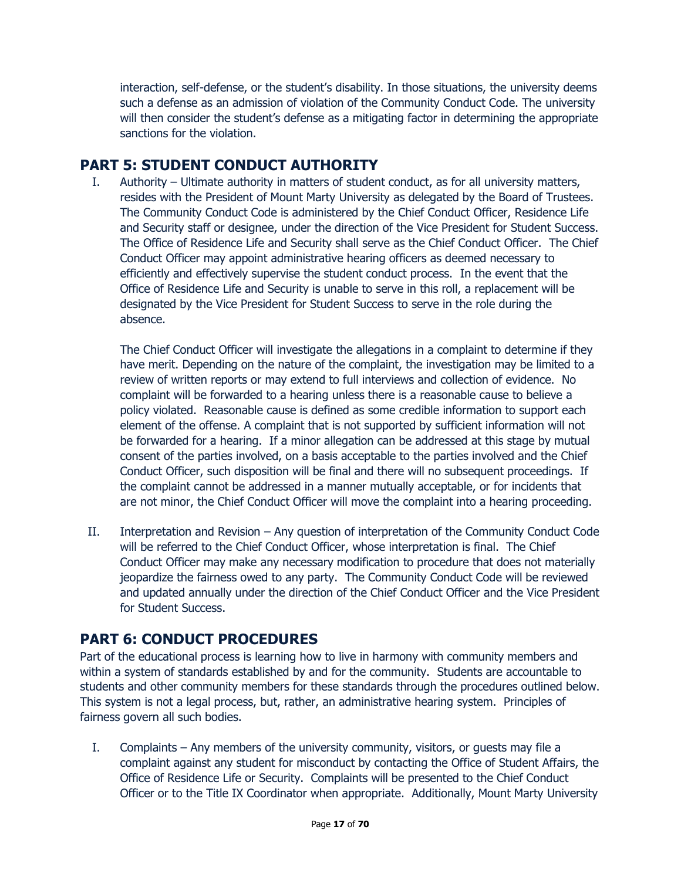interaction, self-defense, or the student's disability. In those situations, the university deems such a defense as an admission of violation of the Community Conduct Code. The university will then consider the student's defense as a mitigating factor in determining the appropriate sanctions for the violation.

## PART 5: STUDENT CONDUCT AUTHORITY

I. Authority – Ultimate authority in matters of student conduct, as for all university matters, resides with the President of Mount Marty University as delegated by the Board of Trustees. The Community Conduct Code is administered by the Chief Conduct Officer, Residence Life and Security staff or designee, under the direction of the Vice President for Student Success. The Office of Residence Life and Security shall serve as the Chief Conduct Officer. The Chief Conduct Officer may appoint administrative hearing officers as deemed necessary to efficiently and effectively supervise the student conduct process. In the event that the Office of Residence Life and Security is unable to serve in this roll, a replacement will be designated by the Vice President for Student Success to serve in the role during the absence.

   The Chief Conduct Officer will investigate the allegations in a complaint to determine if they have merit. Depending on the nature of the complaint, the investigation may be limited to a review of written reports or may extend to full interviews and collection of evidence. No complaint will be forwarded to a hearing unless there is a reasonable cause to believe a policy violated. Reasonable cause is defined as some credible information to support each element of the offense. A complaint that is not supported by sufficient information will not be forwarded for a hearing. If a minor allegation can be addressed at this stage by mutual consent of the parties involved, on a basis acceptable to the parties involved and the Chief Conduct Officer, such disposition will be final and there will no subsequent proceedings. If the complaint cannot be addressed in a manner mutually acceptable, or for incidents that are not minor, the Chief Conduct Officer will move the complaint into a hearing proceeding.

II. Interpretation and Revision – Any question of interpretation of the Community Conduct Code will be referred to the Chief Conduct Officer, whose interpretation is final. The Chief Conduct Officer may make any necessary modification to procedure that does not materially jeopardize the fairness owed to any party. The Community Conduct Code will be reviewed and updated annually under the direction of the Chief Conduct Officer and the Vice President for Student Success.

## PART 6: CONDUCT PROCEDURES

Part of the educational process is learning how to live in harmony with community members and within a system of standards established by and for the community. Students are accountable to students and other community members for these standards through the procedures outlined below. This system is not a legal process, but, rather, an administrative hearing system. Principles of fairness govern all such bodies.

I. Complaints – Any members of the university community, visitors, or guests may file a complaint against any student for misconduct by contacting the Office of Student Affairs, the Office of Residence Life or Security. Complaints will be presented to the Chief Conduct Officer or to the Title IX Coordinator when appropriate. Additionally, Mount Marty University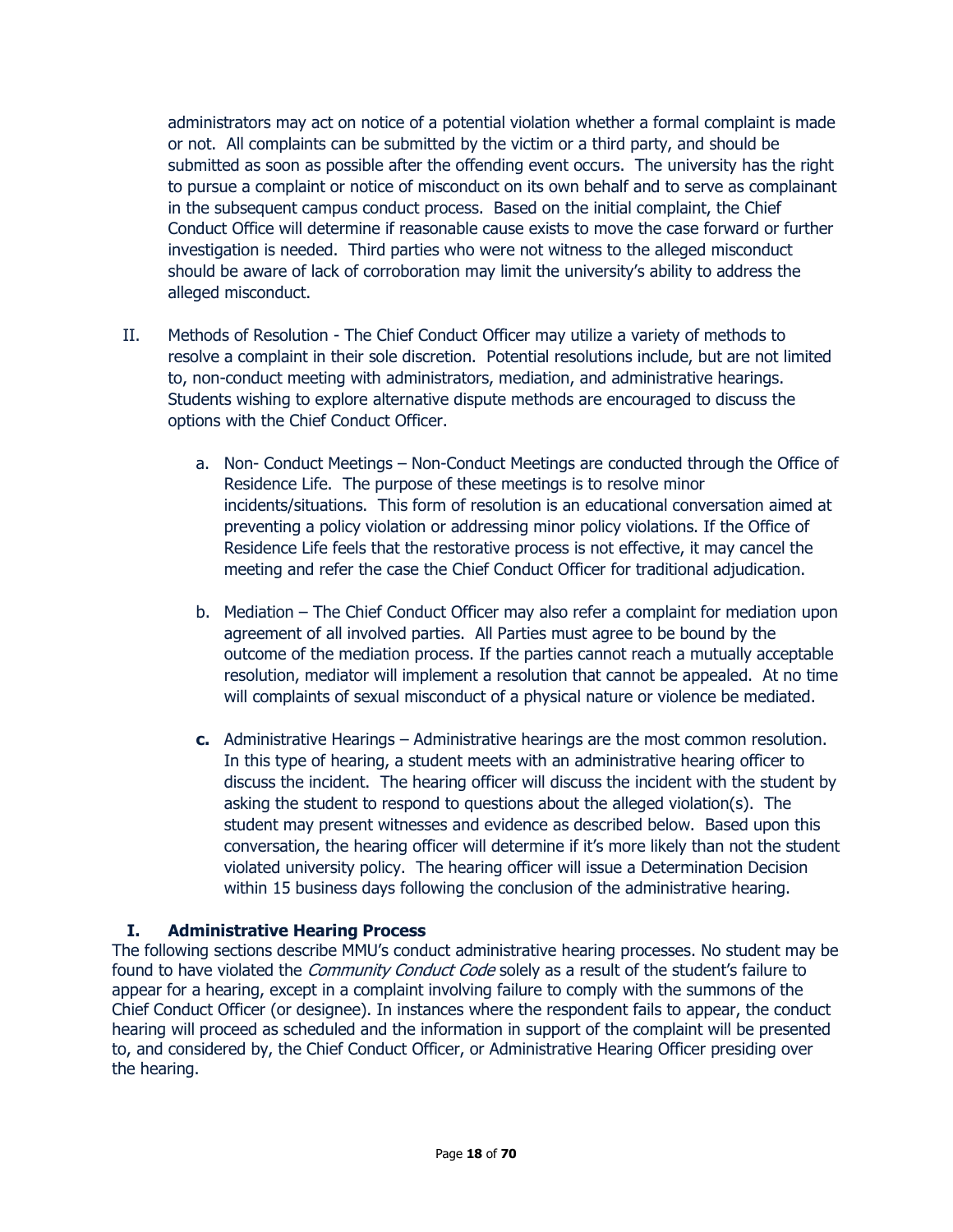administrators may act on notice of a potential violation whether a formal complaint is made or not. All complaints can be submitted by the victim or a third party, and should be submitted as soon as possible after the offending event occurs. The university has the right to pursue a complaint or notice of misconduct on its own behalf and to serve as complainant in the subsequent campus conduct process. Based on the initial complaint, the Chief Conduct Office will determine if reasonable cause exists to move the case forward or further investigation is needed. Third parties who were not witness to the alleged misconduct should be aware of lack of corroboration may limit the university's ability to address the alleged misconduct.

II. Methods of Resolution - The Chief Conduct Officer may utilize a variety of methods to resolve a complaint in their sole discretion. Potential resolutions include, but are not limited to, non-conduct meeting with administrators, mediation, and administrative hearings. Students wishing to explore alternative dispute methods are encouraged to discuss the options with the Chief Conduct Officer.

   a. Non- Conduct Meetings – Non-Conduct Meetings are conducted through the Office of Residence Life. The purpose of these meetings is to resolve minor incidents/situations. This form of resolution is an educational conversation aimed at preventing a policy violation or addressing minor policy violations. If the Office of Residence Life feels that the restorative process is not effective, it may cancel the meeting and refer the case the Chief Conduct Officer for traditional adjudication.

   b. Mediation – The Chief Conduct Officer may also refer a complaint for mediation upon agreement of all involved parties. All Parties must agree to be bound by the outcome of the mediation process. If the parties cannot reach a mutually acceptable resolution, mediator will implement a resolution that cannot be appealed. At no time will complaints of sexual misconduct of a physical nature or violence be mediated.

   **c.** Administrative Hearings – Administrative hearings are the most common resolution. In this type of hearing, a student meets with an administrative hearing officer to discuss the incident. The hearing officer will discuss the incident with the student by asking the student to respond to questions about the alleged violation(s). The student may present witnesses and evidence as described below. Based upon this conversation, the hearing officer will determine if it's more likely than not the student violated university policy. The hearing officer will issue a Determination Decision within 15 business days following the conclusion of the administrative hearing.

## I. Administrative Hearing Process

The following sections describe MMU's conduct administrative hearing processes. No student may be found to have violated the *Community Conduct Code* solely as a result of the student's failure to appear for a hearing, except in a complaint involving failure to comply with the summons of the Chief Conduct Officer (or designee). In instances where the respondent fails to appear, the conduct hearing will proceed as scheduled and the information in support of the complaint will be presented to, and considered by, the Chief Conduct Officer, or Administrative Hearing Officer presiding over the hearing.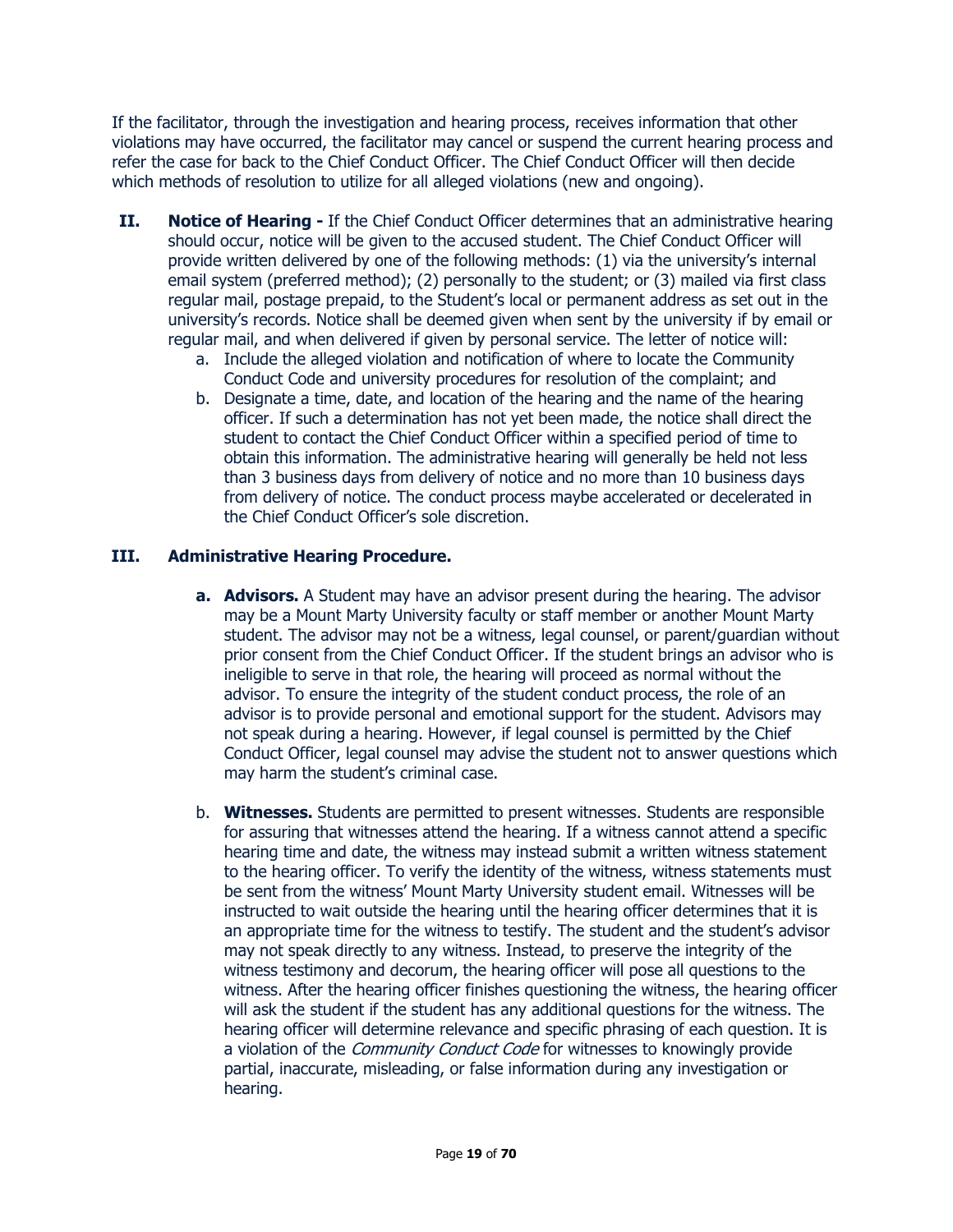If the facilitator, through the investigation and hearing process, receives information that other violations may have occurred, the facilitator may cancel or suspend the current hearing process and refer the case for back to the Chief Conduct Officer. The Chief Conduct Officer will then decide which methods of resolution to utilize for all alleged violations (new and ongoing).

**II. Notice of Hearing -** If the Chief Conduct Officer determines that an administrative hearing should occur, notice will be given to the accused student. The Chief Conduct Officer will provide written delivered by one of the following methods: (1) via the university's internal email system (preferred method); (2) personally to the student; or (3) mailed via first class regular mail, postage prepaid, to the Student's local or permanent address as set out in the university's records. Notice shall be deemed given when sent by the university if by email or regular mail, and when delivered if given by personal service. The letter of notice will:

a. Include the alleged violation and notification of where to locate the Community Conduct Code and university procedures for resolution of the complaint; and

b. Designate a time, date, and location of the hearing and the name of the hearing officer. If such a determination has not yet been made, the notice shall direct the student to contact the Chief Conduct Officer within a specified period of time to obtain this information. The administrative hearing will generally be held not less than 3 business days from delivery of notice and no more than 10 business days from delivery of notice. The conduct process maybe accelerated or decelerated in the Chief Conduct Officer's sole discretion.

### III. Administrative Hearing Procedure.

**a. Advisors.** A Student may have an advisor present during the hearing. The advisor may be a Mount Marty University faculty or staff member or another Mount Marty student. The advisor may not be a witness, legal counsel, or parent/guardian without prior consent from the Chief Conduct Officer. If the student brings an advisor who is ineligible to serve in that role, the hearing will proceed as normal without the advisor. To ensure the integrity of the student conduct process, the role of an advisor is to provide personal and emotional support for the student. Advisors may not speak during a hearing. However, if legal counsel is permitted by the Chief Conduct Officer, legal counsel may advise the student not to answer questions which may harm the student's criminal case.

b. **Witnesses.** Students are permitted to present witnesses. Students are responsible for assuring that witnesses attend the hearing. If a witness cannot attend a specific hearing time and date, the witness may instead submit a written witness statement to the hearing officer. To verify the identity of the witness, witness statements must be sent from the witness' Mount Marty University student email. Witnesses will be instructed to wait outside the hearing until the hearing officer determines that it is an appropriate time for the witness to testify. The student and the student's advisor may not speak directly to any witness. Instead, to preserve the integrity of the witness testimony and decorum, the hearing officer will pose all questions to the witness. After the hearing officer finishes questioning the witness, the hearing officer will ask the student if the student has any additional questions for the witness. The hearing officer will determine relevance and specific phrasing of each question. It is a violation of the *Community Conduct Code* for witnesses to knowingly provide partial, inaccurate, misleading, or false information during any investigation or hearing.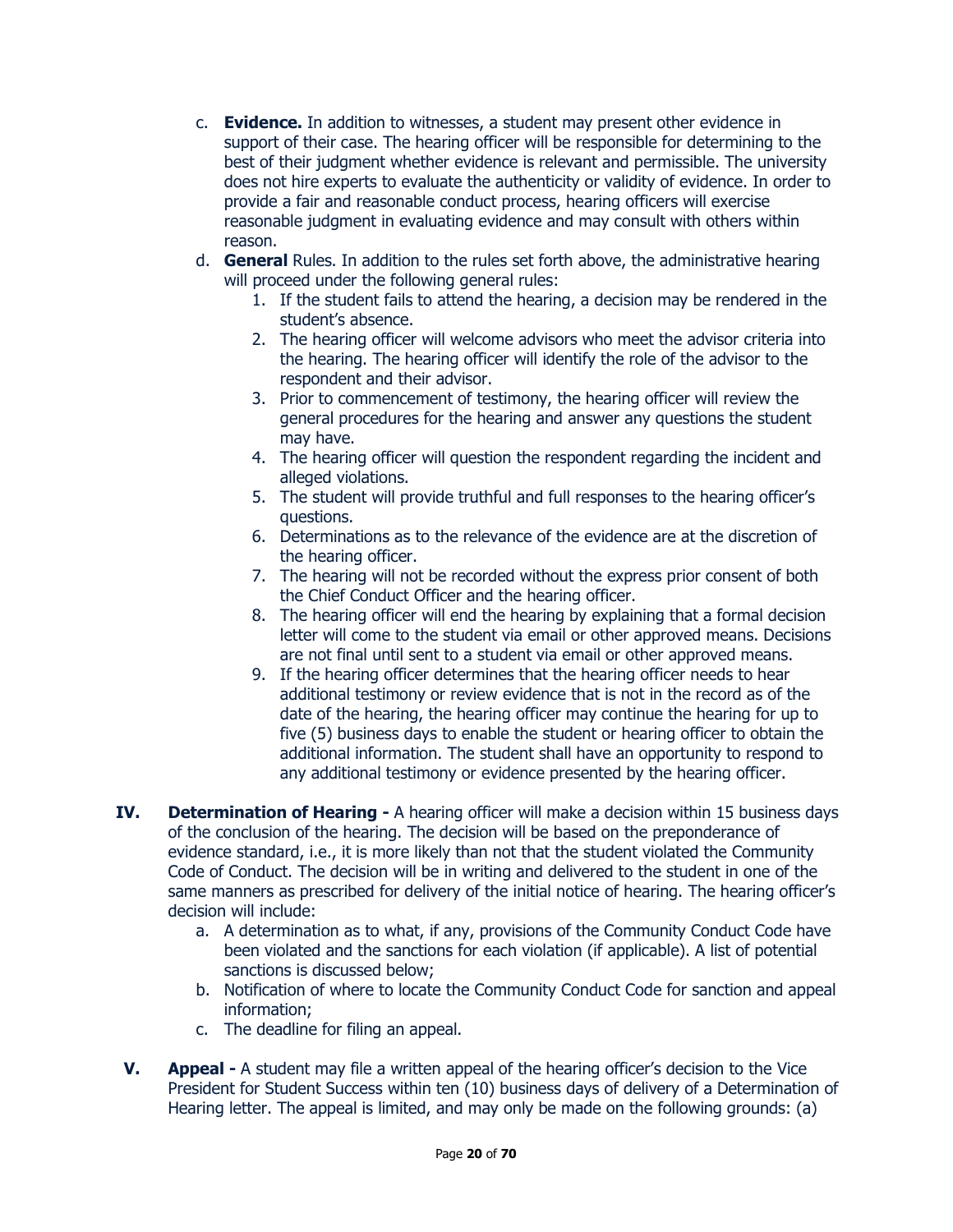c. **Evidence.** In addition to witnesses, a student may present other evidence in support of their case. The hearing officer will be responsible for determining to the best of their judgment whether evidence is relevant and permissible. The university does not hire experts to evaluate the authenticity or validity of evidence. In order to provide a fair and reasonable conduct process, hearing officers will exercise reasonable judgment in evaluating evidence and may consult with others within reason.

d. **General** Rules. In addition to the rules set forth above, the administrative hearing will proceed under the following general rules:

   1. If the student fails to attend the hearing, a decision may be rendered in the student's absence.
   2. The hearing officer will welcome advisors who meet the advisor criteria into the hearing. The hearing officer will identify the role of the advisor to the respondent and their advisor.
   3. Prior to commencement of testimony, the hearing officer will review the general procedures for the hearing and answer any questions the student may have.
   4. The hearing officer will question the respondent regarding the incident and alleged violations.
   5. The student will provide truthful and full responses to the hearing officer's questions.
   6. Determinations as to the relevance of the evidence are at the discretion of the hearing officer.
   7. The hearing will not be recorded without the express prior consent of both the Chief Conduct Officer and the hearing officer.
   8. The hearing officer will end the hearing by explaining that a formal decision letter will come to the student via email or other approved means. Decisions are not final until sent to a student via email or other approved means.
   9. If the hearing officer determines that the hearing officer needs to hear additional testimony or review evidence that is not in the record as of the date of the hearing, the hearing officer may continue the hearing for up to five (5) business days to enable the student or hearing officer to obtain the additional information. The student shall have an opportunity to respond to any additional testimony or evidence presented by the hearing officer.

**IV. Determination of Hearing -** A hearing officer will make a decision within 15 business days of the conclusion of the hearing. The decision will be based on the preponderance of evidence standard, i.e., it is more likely than not that the student violated the Community Code of Conduct. The decision will be in writing and delivered to the student in one of the same manners as prescribed for delivery of the initial notice of hearing. The hearing officer's decision will include:

a. A determination as to what, if any, provisions of the Community Conduct Code have been violated and the sanctions for each violation (if applicable). A list of potential sanctions is discussed below;
b. Notification of where to locate the Community Conduct Code for sanction and appeal information;
c. The deadline for filing an appeal.

**V. Appeal -** A student may file a written appeal of the hearing officer's decision to the Vice President for Student Success within ten (10) business days of delivery of a Determination of Hearing letter. The appeal is limited, and may only be made on the following grounds: (a)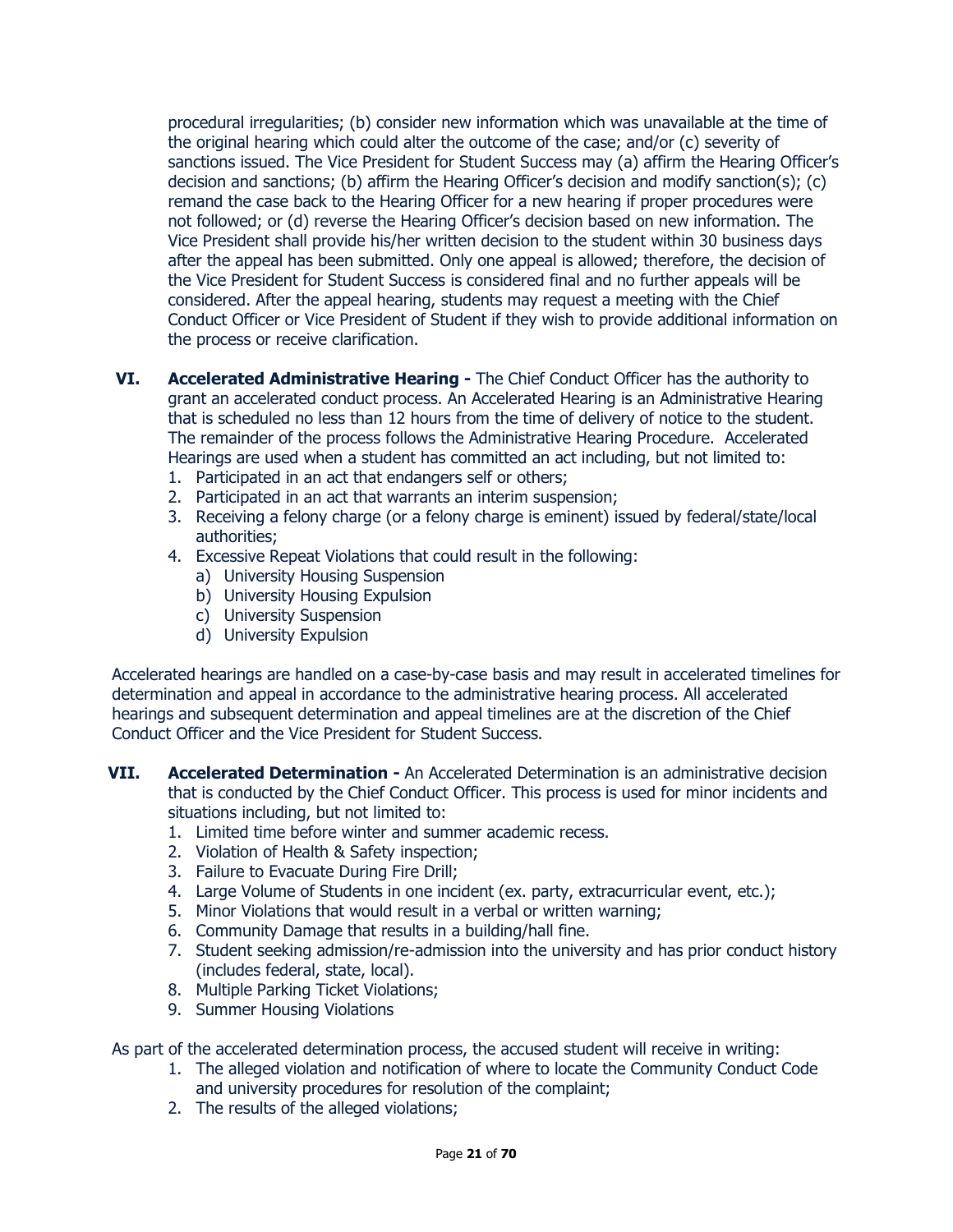procedural irregularities; (b) consider new information which was unavailable at the time of the original hearing which could alter the outcome of the case; and/or (c) severity of sanctions issued. The Vice President for Student Success may (a) affirm the Hearing Officer's decision and sanctions; (b) affirm the Hearing Officer's decision and modify sanction(s); (c) remand the case back to the Hearing Officer for a new hearing if proper procedures were not followed; or (d) reverse the Hearing Officer's decision based on new information. The Vice President shall provide his/her written decision to the student within 30 business days after the appeal has been submitted. Only one appeal is allowed; therefore, the decision of the Vice President for Student Success is considered final and no further appeals will be considered. After the appeal hearing, students may request a meeting with the Chief Conduct Officer or Vice President of Student if they wish to provide additional information on the process or receive clarification.

**VI. Accelerated Administrative Hearing -** The Chief Conduct Officer has the authority to grant an accelerated conduct process. An Accelerated Hearing is an Administrative Hearing that is scheduled no less than 12 hours from the time of delivery of notice to the student. The remainder of the process follows the Administrative Hearing Procedure. Accelerated Hearings are used when a student has committed an act including, but not limited to:

1. Participated in an act that endangers self or others;
2. Participated in an act that warrants an interim suspension;
3. Receiving a felony charge (or a felony charge is eminent) issued by federal/state/local authorities;
4. Excessive Repeat Violations that could result in the following:
   a) University Housing Suspension
   b) University Housing Expulsion
   c) University Suspension
   d) University Expulsion

Accelerated hearings are handled on a case-by-case basis and may result in accelerated timelines for determination and appeal in accordance to the administrative hearing process. All accelerated hearings and subsequent determination and appeal timelines are at the discretion of the Chief Conduct Officer and the Vice President for Student Success.

**VII. Accelerated Determination -** An Accelerated Determination is an administrative decision that is conducted by the Chief Conduct Officer. This process is used for minor incidents and situations including, but not limited to:

1. Limited time before winter and summer academic recess.
2. Violation of Health & Safety inspection;
3. Failure to Evacuate During Fire Drill;
4. Large Volume of Students in one incident (ex. party, extracurricular event, etc.);
5. Minor Violations that would result in a verbal or written warning;
6. Community Damage that results in a building/hall fine.
7. Student seeking admission/re-admission into the university and has prior conduct history (includes federal, state, local).
8. Multiple Parking Ticket Violations;
9. Summer Housing Violations

As part of the accelerated determination process, the accused student will receive in writing:

1. The alleged violation and notification of where to locate the Community Conduct Code and university procedures for resolution of the complaint;
2. The results of the alleged violations;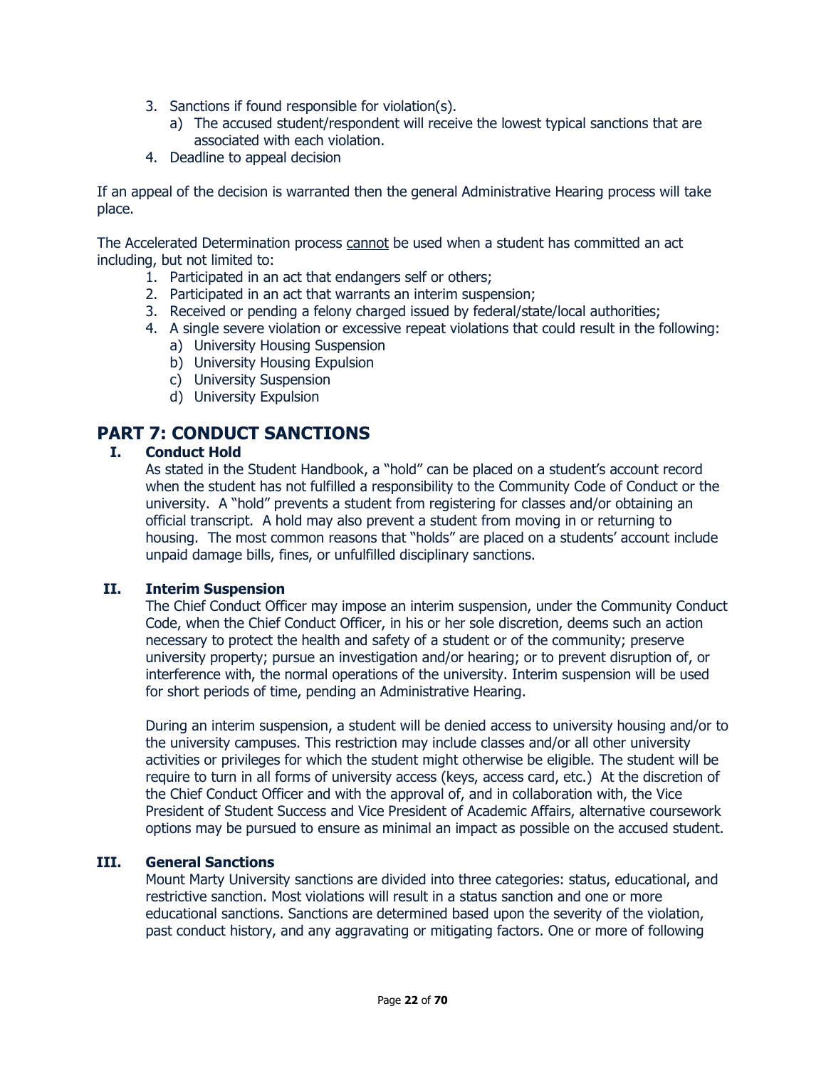3. Sanctions if found responsible for violation(s).
    a) The accused student/respondent will receive the lowest typical sanctions that are associated with each violation.
4. Deadline to appeal decision

If an appeal of the decision is warranted then the general Administrative Hearing process will take place.

The Accelerated Determination process <u>cannot</u> be used when a student has committed an act including, but not limited to:

1. Participated in an act that endangers self or others;
2. Participated in an act that warrants an interim suspension;
3. Received or pending a felony charged issued by federal/state/local authorities;
4. A single severe violation or excessive repeat violations that could result in the following:
    a) University Housing Suspension
    b) University Housing Expulsion
    c) University Suspension
    d) University Expulsion

## PART 7: CONDUCT SANCTIONS

### I. Conduct Hold

As stated in the Student Handbook, a "hold" can be placed on a student's account record when the student has not fulfilled a responsibility to the Community Code of Conduct or the university. A "hold" prevents a student from registering for classes and/or obtaining an official transcript. A hold may also prevent a student from moving in or returning to housing. The most common reasons that "holds" are placed on a students' account include unpaid damage bills, fines, or unfulfilled disciplinary sanctions.

### II. Interim Suspension

The Chief Conduct Officer may impose an interim suspension, under the Community Conduct Code, when the Chief Conduct Officer, in his or her sole discretion, deems such an action necessary to protect the health and safety of a student or of the community; preserve university property; pursue an investigation and/or hearing; or to prevent disruption of, or interference with, the normal operations of the university. Interim suspension will be used for short periods of time, pending an Administrative Hearing.

During an interim suspension, a student will be denied access to university housing and/or to the university campuses. This restriction may include classes and/or all other university activities or privileges for which the student might otherwise be eligible. The student will be require to turn in all forms of university access (keys, access card, etc.) At the discretion of the Chief Conduct Officer and with the approval of, and in collaboration with, the Vice President of Student Success and Vice President of Academic Affairs, alternative coursework options may be pursued to ensure as minimal an impact as possible on the accused student.

### III. General Sanctions

Mount Marty University sanctions are divided into three categories: status, educational, and restrictive sanction. Most violations will result in a status sanction and one or more educational sanctions. Sanctions are determined based upon the severity of the violation, past conduct history, and any aggravating or mitigating factors. One or more of following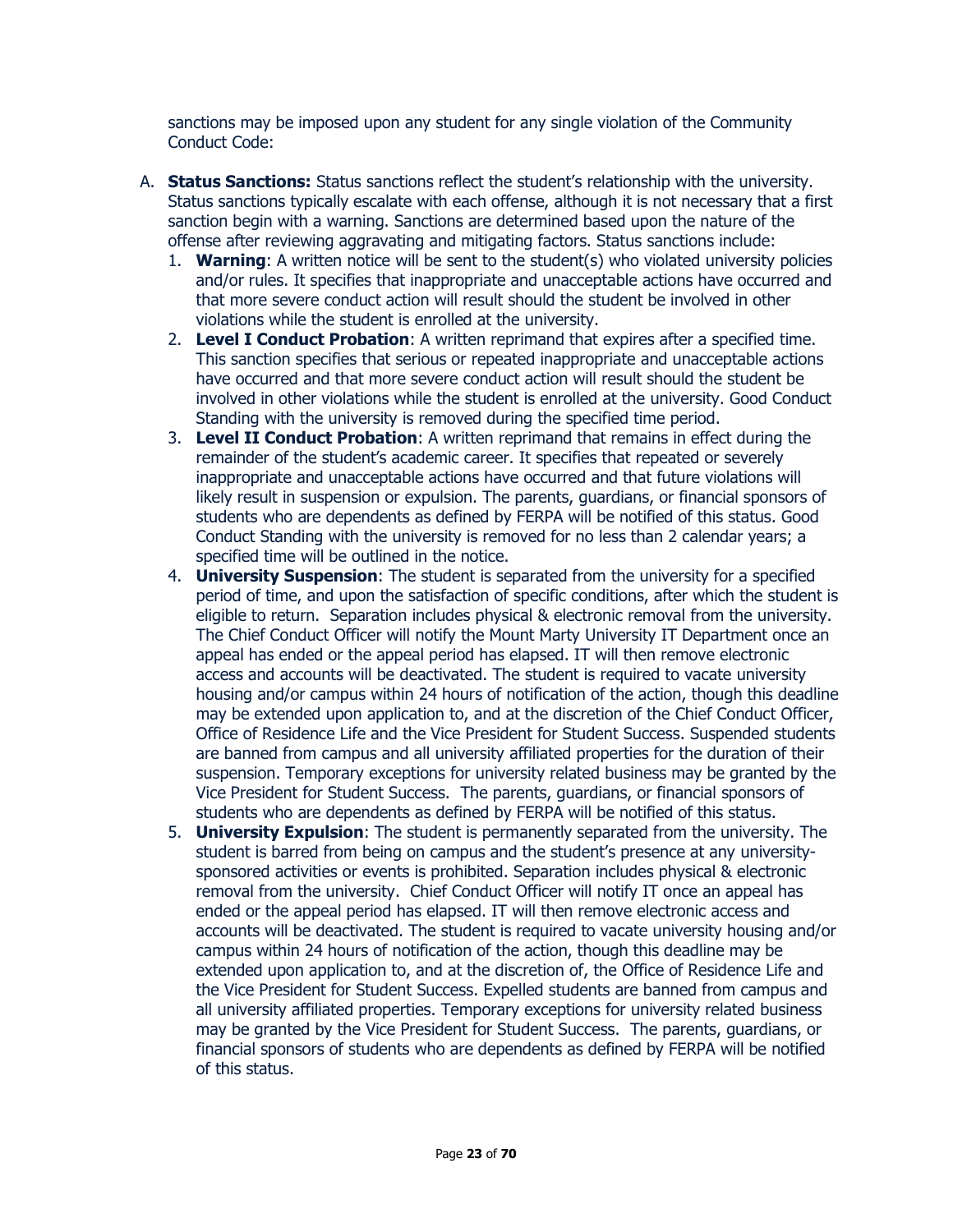sanctions may be imposed upon any student for any single violation of the Community Conduct Code:

A. **Status Sanctions:** Status sanctions reflect the student's relationship with the university. Status sanctions typically escalate with each offense, although it is not necessary that a first sanction begin with a warning. Sanctions are determined based upon the nature of the offense after reviewing aggravating and mitigating factors. Status sanctions include:
   1. **Warning**: A written notice will be sent to the student(s) who violated university policies and/or rules. It specifies that inappropriate and unacceptable actions have occurred and that more severe conduct action will result should the student be involved in other violations while the student is enrolled at the university.
   2. **Level I Conduct Probation**: A written reprimand that expires after a specified time. This sanction specifies that serious or repeated inappropriate and unacceptable actions have occurred and that more severe conduct action will result should the student be involved in other violations while the student is enrolled at the university. Good Conduct Standing with the university is removed during the specified time period.
   3. **Level II Conduct Probation**: A written reprimand that remains in effect during the remainder of the student's academic career. It specifies that repeated or severely inappropriate and unacceptable actions have occurred and that future violations will likely result in suspension or expulsion. The parents, guardians, or financial sponsors of students who are dependents as defined by FERPA will be notified of this status. Good Conduct Standing with the university is removed for no less than 2 calendar years; a specified time will be outlined in the notice.
   4. **University Suspension**: The student is separated from the university for a specified period of time, and upon the satisfaction of specific conditions, after which the student is eligible to return. Separation includes physical & electronic removal from the university. The Chief Conduct Officer will notify the Mount Marty University IT Department once an appeal has ended or the appeal period has elapsed. IT will then remove electronic access and accounts will be deactivated. The student is required to vacate university housing and/or campus within 24 hours of notification of the action, though this deadline may be extended upon application to, and at the discretion of the Chief Conduct Officer, Office of Residence Life and the Vice President for Student Success. Suspended students are banned from campus and all university affiliated properties for the duration of their suspension. Temporary exceptions for university related business may be granted by the Vice President for Student Success. The parents, guardians, or financial sponsors of students who are dependents as defined by FERPA will be notified of this status.
   5. **University Expulsion**: The student is permanently separated from the university. The student is barred from being on campus and the student's presence at any university-sponsored activities or events is prohibited. Separation includes physical & electronic removal from the university. Chief Conduct Officer will notify IT once an appeal has ended or the appeal period has elapsed. IT will then remove electronic access and accounts will be deactivated. The student is required to vacate university housing and/or campus within 24 hours of notification of the action, though this deadline may be extended upon application to, and at the discretion of, the Office of Residence Life and the Vice President for Student Success. Expelled students are banned from campus and all university affiliated properties. Temporary exceptions for university related business may be granted by the Vice President for Student Success. The parents, guardians, or financial sponsors of students who are dependents as defined by FERPA will be notified of this status.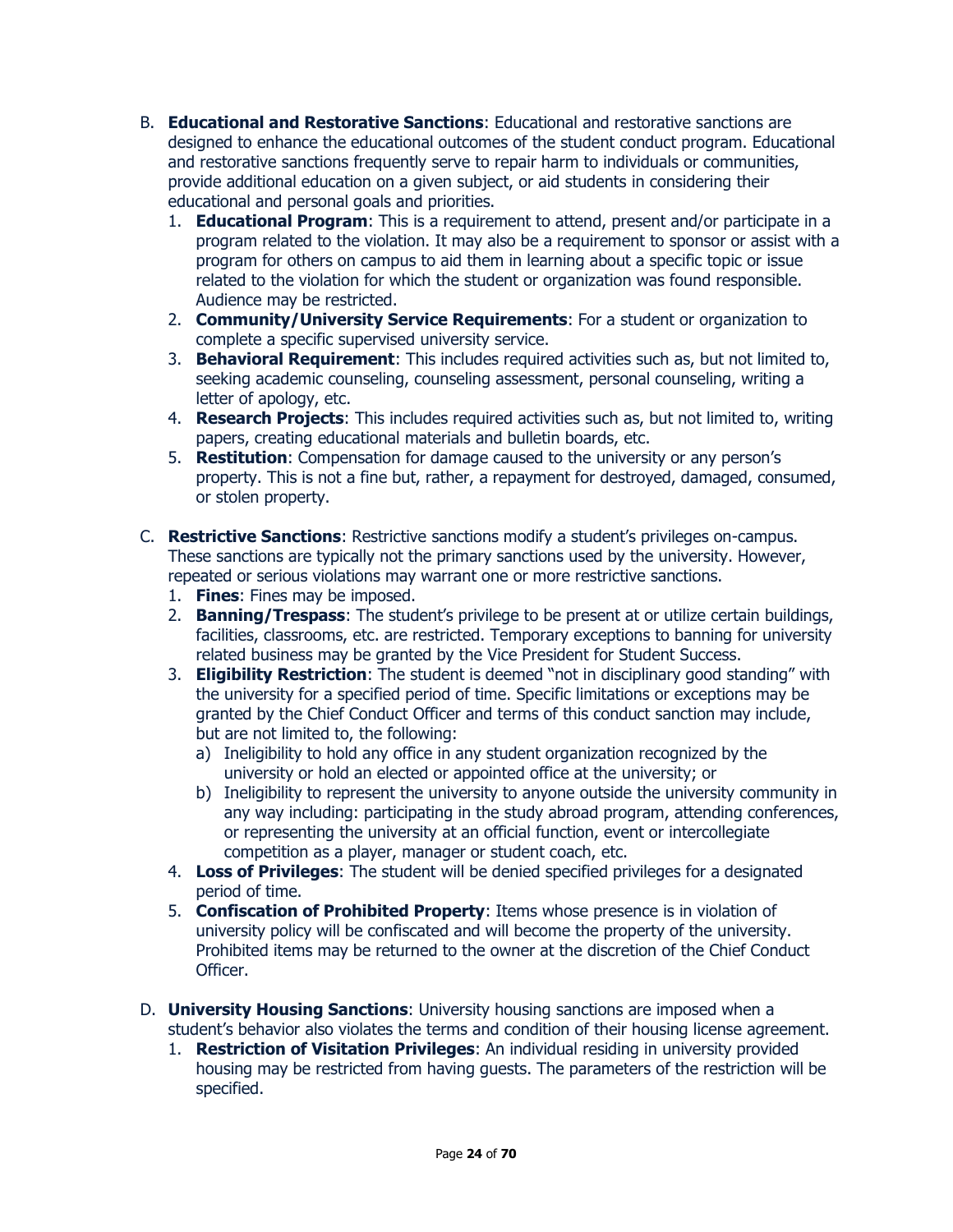B. **Educational and Restorative Sanctions**: Educational and restorative sanctions are designed to enhance the educational outcomes of the student conduct program. Educational and restorative sanctions frequently serve to repair harm to individuals or communities, provide additional education on a given subject, or aid students in considering their educational and personal goals and priorities.

   1. **Educational Program**: This is a requirement to attend, present and/or participate in a program related to the violation. It may also be a requirement to sponsor or assist with a program for others on campus to aid them in learning about a specific topic or issue related to the violation for which the student or organization was found responsible. Audience may be restricted.
   2. **Community/University Service Requirements**: For a student or organization to complete a specific supervised university service.
   3. **Behavioral Requirement**: This includes required activities such as, but not limited to, seeking academic counseling, counseling assessment, personal counseling, writing a letter of apology, etc.
   4. **Research Projects**: This includes required activities such as, but not limited to, writing papers, creating educational materials and bulletin boards, etc.
   5. **Restitution**: Compensation for damage caused to the university or any person's property. This is not a fine but, rather, a repayment for destroyed, damaged, consumed, or stolen property.

C. **Restrictive Sanctions**: Restrictive sanctions modify a student's privileges on-campus. These sanctions are typically not the primary sanctions used by the university. However, repeated or serious violations may warrant one or more restrictive sanctions.

   1. **Fines**: Fines may be imposed.
   2. **Banning/Trespass**: The student's privilege to be present at or utilize certain buildings, facilities, classrooms, etc. are restricted. Temporary exceptions to banning for university related business may be granted by the Vice President for Student Success.
   3. **Eligibility Restriction**: The student is deemed "not in disciplinary good standing" with the university for a specified period of time. Specific limitations or exceptions may be granted by the Chief Conduct Officer and terms of this conduct sanction may include, but are not limited to, the following:
      a) Ineligibility to hold any office in any student organization recognized by the university or hold an elected or appointed office at the university; or
      b) Ineligibility to represent the university to anyone outside the university community in any way including: participating in the study abroad program, attending conferences, or representing the university at an official function, event or intercollegiate competition as a player, manager or student coach, etc.
   4. **Loss of Privileges**: The student will be denied specified privileges for a designated period of time.
   5. **Confiscation of Prohibited Property**: Items whose presence is in violation of university policy will be confiscated and will become the property of the university. Prohibited items may be returned to the owner at the discretion of the Chief Conduct Officer.

D. **University Housing Sanctions**: University housing sanctions are imposed when a student's behavior also violates the terms and condition of their housing license agreement.

   1. **Restriction of Visitation Privileges**: An individual residing in university provided housing may be restricted from having guests. The parameters of the restriction will be specified.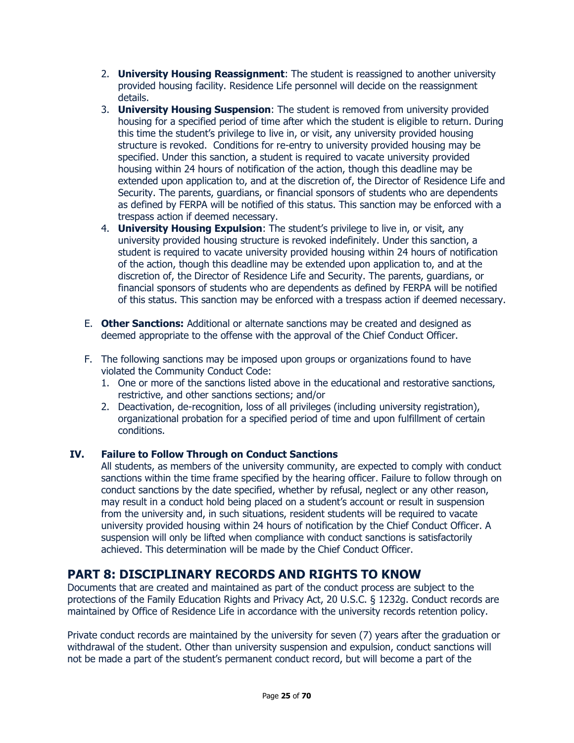2. **University Housing Reassignment**: The student is reassigned to another university provided housing facility. Residence Life personnel will decide on the reassignment details.
3. **University Housing Suspension**: The student is removed from university provided housing for a specified period of time after which the student is eligible to return. During this time the student's privilege to live in, or visit, any university provided housing structure is revoked. Conditions for re-entry to university provided housing may be specified. Under this sanction, a student is required to vacate university provided housing within 24 hours of notification of the action, though this deadline may be extended upon application to, and at the discretion of, the Director of Residence Life and Security. The parents, guardians, or financial sponsors of students who are dependents as defined by FERPA will be notified of this status. This sanction may be enforced with a trespass action if deemed necessary.
4. **University Housing Expulsion**: The student's privilege to live in, or visit, any university provided housing structure is revoked indefinitely. Under this sanction, a student is required to vacate university provided housing within 24 hours of notification of the action, though this deadline may be extended upon application to, and at the discretion of, the Director of Residence Life and Security. The parents, guardians, or financial sponsors of students who are dependents as defined by FERPA will be notified of this status. This sanction may be enforced with a trespass action if deemed necessary.

E. **Other Sanctions:** Additional or alternate sanctions may be created and designed as deemed appropriate to the offense with the approval of the Chief Conduct Officer.

F. The following sanctions may be imposed upon groups or organizations found to have violated the Community Conduct Code:
   1. One or more of the sanctions listed above in the educational and restorative sanctions, restrictive, and other sanctions sections; and/or
   2. Deactivation, de-recognition, loss of all privileges (including university registration), organizational probation for a specified period of time and upon fulfillment of certain conditions.

### IV. Failure to Follow Through on Conduct Sanctions

All students, as members of the university community, are expected to comply with conduct sanctions within the time frame specified by the hearing officer. Failure to follow through on conduct sanctions by the date specified, whether by refusal, neglect or any other reason, may result in a conduct hold being placed on a student's account or result in suspension from the university and, in such situations, resident students will be required to vacate university provided housing within 24 hours of notification by the Chief Conduct Officer. A suspension will only be lifted when compliance with conduct sanctions is satisfactorily achieved. This determination will be made by the Chief Conduct Officer.

## PART 8: DISCIPLINARY RECORDS AND RIGHTS TO KNOW

Documents that are created and maintained as part of the conduct process are subject to the protections of the Family Education Rights and Privacy Act, 20 U.S.C. § 1232g. Conduct records are maintained by Office of Residence Life in accordance with the university records retention policy.

Private conduct records are maintained by the university for seven (7) years after the graduation or withdrawal of the student. Other than university suspension and expulsion, conduct sanctions will not be made a part of the student's permanent conduct record, but will become a part of the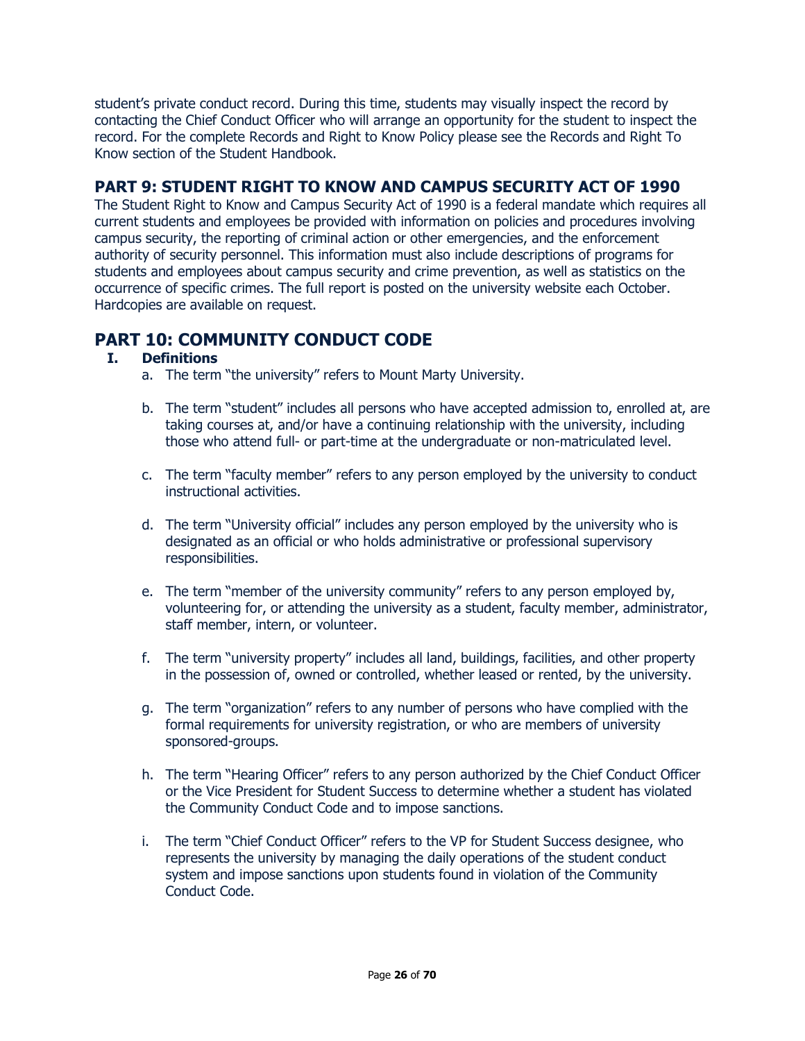student's private conduct record. During this time, students may visually inspect the record by contacting the Chief Conduct Officer who will arrange an opportunity for the student to inspect the record. For the complete Records and Right to Know Policy please see the Records and Right To Know section of the Student Handbook.

## PART 9: STUDENT RIGHT TO KNOW AND CAMPUS SECURITY ACT OF 1990

The Student Right to Know and Campus Security Act of 1990 is a federal mandate which requires all current students and employees be provided with information on policies and procedures involving campus security, the reporting of criminal action or other emergencies, and the enforcement authority of security personnel. This information must also include descriptions of programs for students and employees about campus security and crime prevention, as well as statistics on the occurrence of specific crimes. The full report is posted on the university website each October. Hardcopies are available on request.

# PART 10: COMMUNITY CONDUCT CODE

### I. Definitions

a. The term "the university" refers to Mount Marty University.

b. The term "student" includes all persons who have accepted admission to, enrolled at, are taking courses at, and/or have a continuing relationship with the university, including those who attend full- or part-time at the undergraduate or non-matriculated level.

c. The term "faculty member" refers to any person employed by the university to conduct instructional activities.

d. The term "University official" includes any person employed by the university who is designated as an official or who holds administrative or professional supervisory responsibilities.

e. The term "member of the university community" refers to any person employed by, volunteering for, or attending the university as a student, faculty member, administrator, staff member, intern, or volunteer.

f. The term "university property" includes all land, buildings, facilities, and other property in the possession of, owned or controlled, whether leased or rented, by the university.

g. The term "organization" refers to any number of persons who have complied with the formal requirements for university registration, or who are members of university sponsored-groups.

h. The term "Hearing Officer" refers to any person authorized by the Chief Conduct Officer or the Vice President for Student Success to determine whether a student has violated the Community Conduct Code and to impose sanctions.

i. The term "Chief Conduct Officer" refers to the VP for Student Success designee, who represents the university by managing the daily operations of the student conduct system and impose sanctions upon students found in violation of the Community Conduct Code.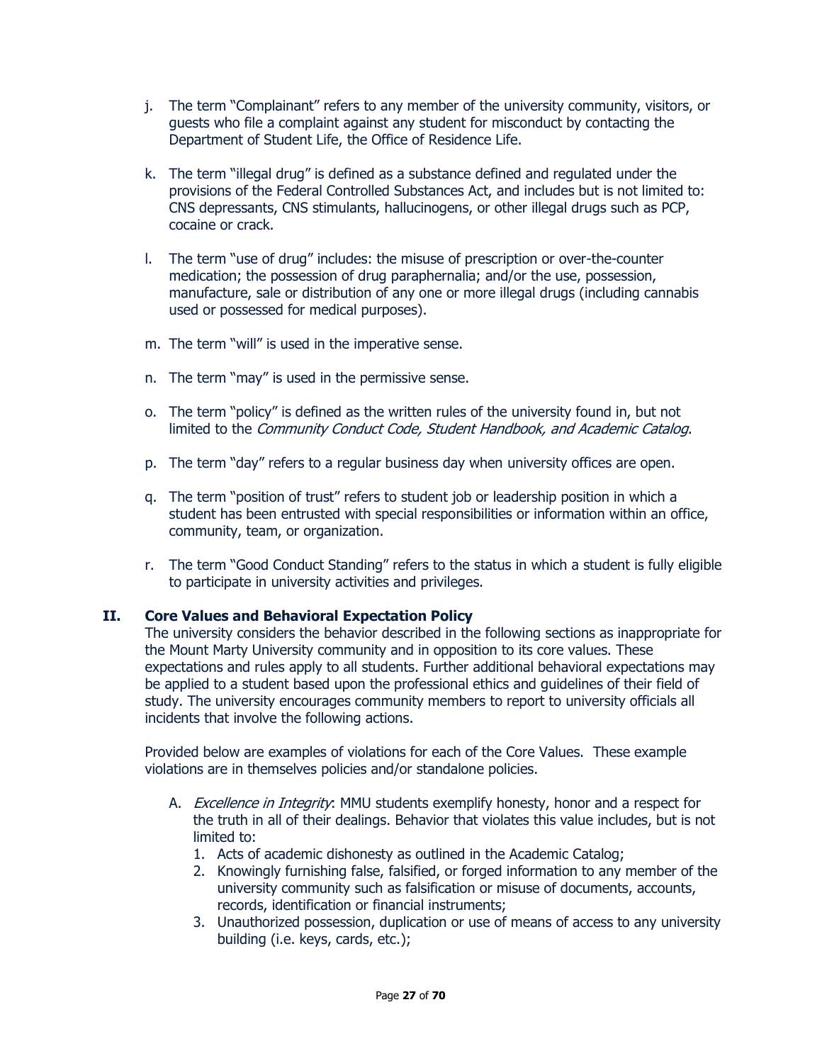j. The term "Complainant" refers to any member of the university community, visitors, or guests who file a complaint against any student for misconduct by contacting the Department of Student Life, the Office of Residence Life.

k. The term "illegal drug" is defined as a substance defined and regulated under the provisions of the Federal Controlled Substances Act, and includes but is not limited to: CNS depressants, CNS stimulants, hallucinogens, or other illegal drugs such as PCP, cocaine or crack.

l. The term "use of drug" includes: the misuse of prescription or over-the-counter medication; the possession of drug paraphernalia; and/or the use, possession, manufacture, sale or distribution of any one or more illegal drugs (including cannabis used or possessed for medical purposes).

m. The term "will" is used in the imperative sense.

n. The term "may" is used in the permissive sense.

o. The term "policy" is defined as the written rules of the university found in, but not limited to the *Community Conduct Code, Student Handbook, and Academic Catalog*.

p. The term "day" refers to a regular business day when university offices are open.

q. The term "position of trust" refers to student job or leadership position in which a student has been entrusted with special responsibilities or information within an office, community, team, or organization.

r. The term "Good Conduct Standing" refers to the status in which a student is fully eligible to participate in university activities and privileges.

## II. Core Values and Behavioral Expectation Policy

The university considers the behavior described in the following sections as inappropriate for the Mount Marty University community and in opposition to its core values. These expectations and rules apply to all students. Further additional behavioral expectations may be applied to a student based upon the professional ethics and guidelines of their field of study. The university encourages community members to report to university officials all incidents that involve the following actions.

Provided below are examples of violations for each of the Core Values. These example violations are in themselves policies and/or standalone policies.

A. *Excellence in Integrity*: MMU students exemplify honesty, honor and a respect for the truth in all of their dealings. Behavior that violates this value includes, but is not limited to:

1. Acts of academic dishonesty as outlined in the Academic Catalog;
2. Knowingly furnishing false, falsified, or forged information to any member of the university community such as falsification or misuse of documents, accounts, records, identification or financial instruments;
3. Unauthorized possession, duplication or use of means of access to any university building (i.e. keys, cards, etc.);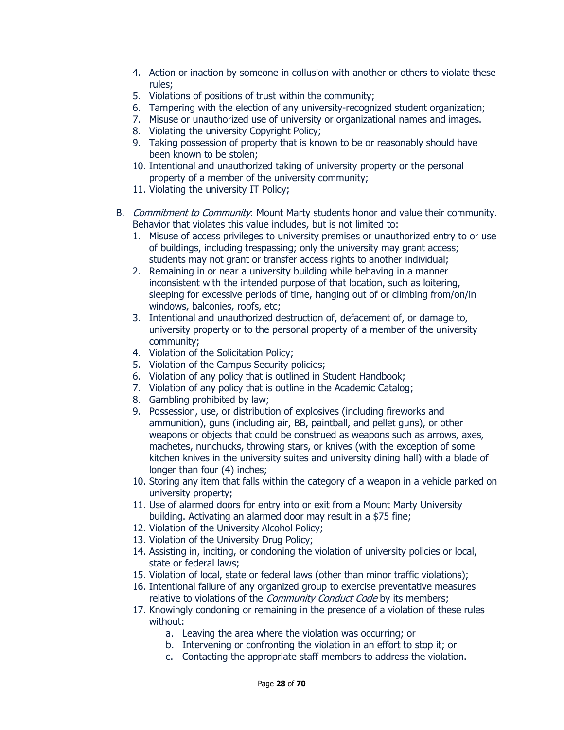4. Action or inaction by someone in collusion with another or others to violate these rules;
5. Violations of positions of trust within the community;
6. Tampering with the election of any university-recognized student organization;
7. Misuse or unauthorized use of university or organizational names and images.
8. Violating the university Copyright Policy;
9. Taking possession of property that is known to be or reasonably should have been known to be stolen;
10. Intentional and unauthorized taking of university property or the personal property of a member of the university community;
11. Violating the university IT Policy;

B. *Commitment to Community*: Mount Marty students honor and value their community. Behavior that violates this value includes, but is not limited to:
   1. Misuse of access privileges to university premises or unauthorized entry to or use of buildings, including trespassing; only the university may grant access; students may not grant or transfer access rights to another individual;
   2. Remaining in or near a university building while behaving in a manner inconsistent with the intended purpose of that location, such as loitering, sleeping for excessive periods of time, hanging out of or climbing from/on/in windows, balconies, roofs, etc;
   3. Intentional and unauthorized destruction of, defacement of, or damage to, university property or to the personal property of a member of the university community;
   4. Violation of the Solicitation Policy;
   5. Violation of the Campus Security policies;
   6. Violation of any policy that is outlined in Student Handbook;
   7. Violation of any policy that is outline in the Academic Catalog;
   8. Gambling prohibited by law;
   9. Possession, use, or distribution of explosives (including fireworks and ammunition), guns (including air, BB, paintball, and pellet guns), or other weapons or objects that could be construed as weapons such as arrows, axes, machetes, nunchucks, throwing stars, or knives (with the exception of some kitchen knives in the university suites and university dining hall) with a blade of longer than four (4) inches;
   10. Storing any item that falls within the category of a weapon in a vehicle parked on university property;
   11. Use of alarmed doors for entry into or exit from a Mount Marty University building. Activating an alarmed door may result in a $75 fine;
   12. Violation of the University Alcohol Policy;
   13. Violation of the University Drug Policy;
   14. Assisting in, inciting, or condoning the violation of university policies or local, state or federal laws;
   15. Violation of local, state or federal laws (other than minor traffic violations);
   16. Intentional failure of any organized group to exercise preventative measures relative to violations of the *Community Conduct Code* by its members;
   17. Knowingly condoning or remaining in the presence of a violation of these rules without:
       a. Leaving the area where the violation was occurring; or
       b. Intervening or confronting the violation in an effort to stop it; or
       c. Contacting the appropriate staff members to address the violation.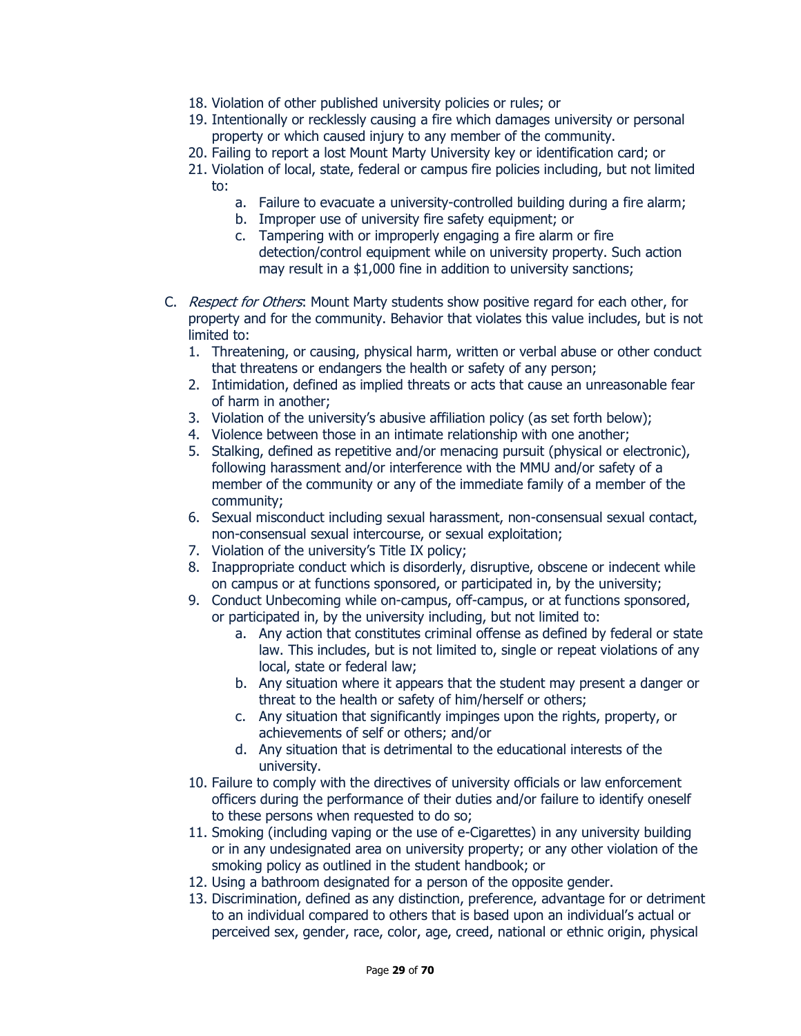18. Violation of other published university policies or rules; or
19. Intentionally or recklessly causing a fire which damages university or personal property or which caused injury to any member of the community.
20. Failing to report a lost Mount Marty University key or identification card; or
21. Violation of local, state, federal or campus fire policies including, but not limited to:
    a. Failure to evacuate a university-controlled building during a fire alarm;
    b. Improper use of university fire safety equipment; or
    c. Tampering with or improperly engaging a fire alarm or fire detection/control equipment while on university property. Such action may result in a $1,000 fine in addition to university sanctions;

C. *Respect for Others*: Mount Marty students show positive regard for each other, for property and for the community. Behavior that violates this value includes, but is not limited to:
   1. Threatening, or causing, physical harm, written or verbal abuse or other conduct that threatens or endangers the health or safety of any person;
   2. Intimidation, defined as implied threats or acts that cause an unreasonable fear of harm in another;
   3. Violation of the university's abusive affiliation policy (as set forth below);
   4. Violence between those in an intimate relationship with one another;
   5. Stalking, defined as repetitive and/or menacing pursuit (physical or electronic), following harassment and/or interference with the MMU and/or safety of a member of the community or any of the immediate family of a member of the community;
   6. Sexual misconduct including sexual harassment, non-consensual sexual contact, non-consensual sexual intercourse, or sexual exploitation;
   7. Violation of the university's Title IX policy;
   8. Inappropriate conduct which is disorderly, disruptive, obscene or indecent while on campus or at functions sponsored, or participated in, by the university;
   9. Conduct Unbecoming while on-campus, off-campus, or at functions sponsored, or participated in, by the university including, but not limited to:
      a. Any action that constitutes criminal offense as defined by federal or state law. This includes, but is not limited to, single or repeat violations of any local, state or federal law;
      b. Any situation where it appears that the student may present a danger or threat to the health or safety of him/herself or others;
      c. Any situation that significantly impinges upon the rights, property, or achievements of self or others; and/or
      d. Any situation that is detrimental to the educational interests of the university.
   10. Failure to comply with the directives of university officials or law enforcement officers during the performance of their duties and/or failure to identify oneself to these persons when requested to do so;
   11. Smoking (including vaping or the use of e-Cigarettes) in any university building or in any undesignated area on university property; or any other violation of the smoking policy as outlined in the student handbook; or
   12. Using a bathroom designated for a person of the opposite gender.
   13. Discrimination, defined as any distinction, preference, advantage for or detriment to an individual compared to others that is based upon an individual's actual or perceived sex, gender, race, color, age, creed, national or ethnic origin, physical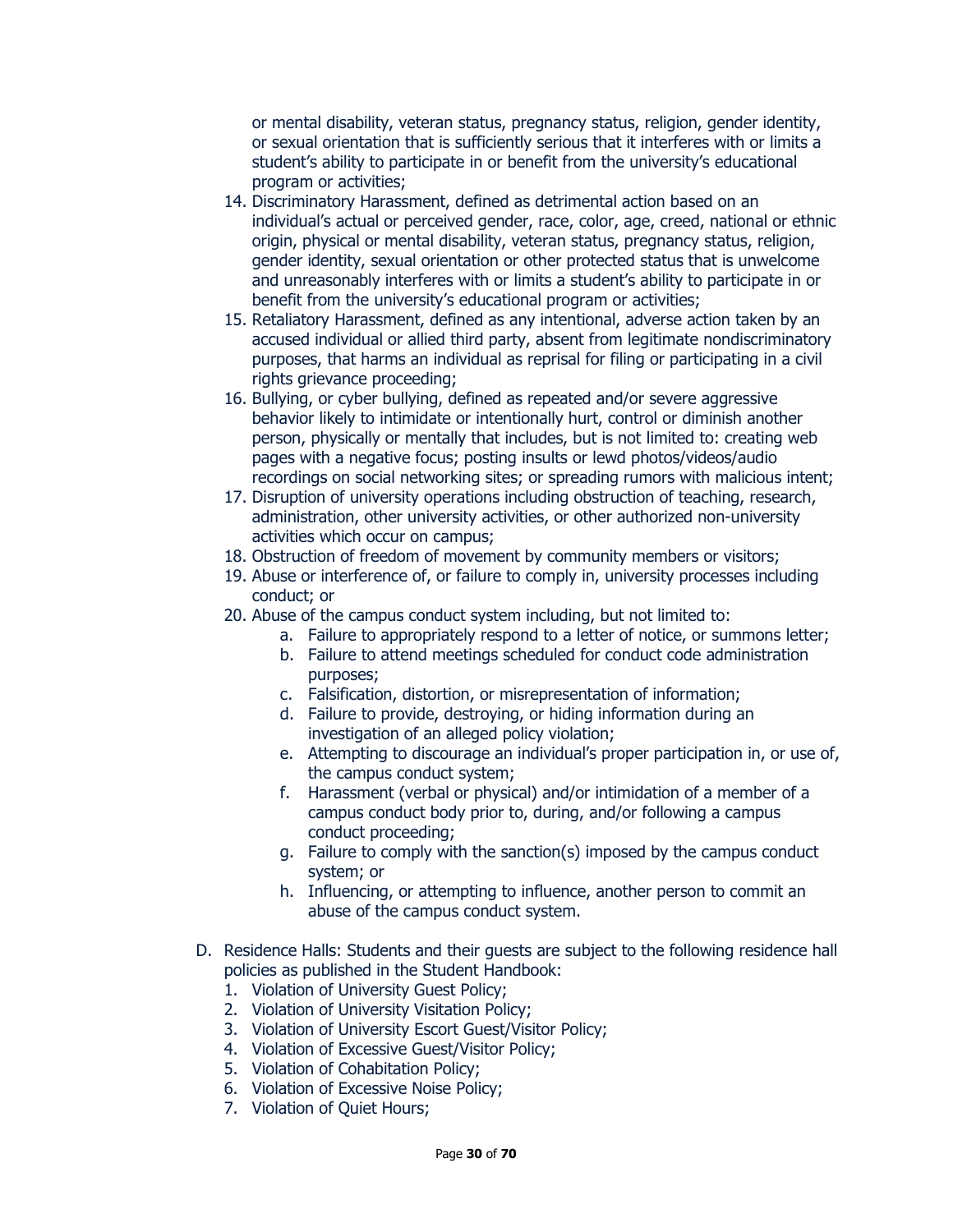or mental disability, veteran status, pregnancy status, religion, gender identity, or sexual orientation that is sufficiently serious that it interferes with or limits a student's ability to participate in or benefit from the university's educational program or activities;

14. Discriminatory Harassment, defined as detrimental action based on an individual's actual or perceived gender, race, color, age, creed, national or ethnic origin, physical or mental disability, veteran status, pregnancy status, religion, gender identity, sexual orientation or other protected status that is unwelcome and unreasonably interferes with or limits a student's ability to participate in or benefit from the university's educational program or activities;
15. Retaliatory Harassment, defined as any intentional, adverse action taken by an accused individual or allied third party, absent from legitimate nondiscriminatory purposes, that harms an individual as reprisal for filing or participating in a civil rights grievance proceeding;
16. Bullying, or cyber bullying, defined as repeated and/or severe aggressive behavior likely to intimidate or intentionally hurt, control or diminish another person, physically or mentally that includes, but is not limited to: creating web pages with a negative focus; posting insults or lewd photos/videos/audio recordings on social networking sites; or spreading rumors with malicious intent;
17. Disruption of university operations including obstruction of teaching, research, administration, other university activities, or other authorized non-university activities which occur on campus;
18. Obstruction of freedom of movement by community members or visitors;
19. Abuse or interference of, or failure to comply in, university processes including conduct; or
20. Abuse of the campus conduct system including, but not limited to:
    a. Failure to appropriately respond to a letter of notice, or summons letter;
    b. Failure to attend meetings scheduled for conduct code administration purposes;
    c. Falsification, distortion, or misrepresentation of information;
    d. Failure to provide, destroying, or hiding information during an investigation of an alleged policy violation;
    e. Attempting to discourage an individual's proper participation in, or use of, the campus conduct system;
    f. Harassment (verbal or physical) and/or intimidation of a member of a campus conduct body prior to, during, and/or following a campus conduct proceeding;
    g. Failure to comply with the sanction(s) imposed by the campus conduct system; or
    h. Influencing, or attempting to influence, another person to commit an abuse of the campus conduct system.

D. Residence Halls: Students and their guests are subject to the following residence hall policies as published in the Student Handbook:
   1. Violation of University Guest Policy;
   2. Violation of University Visitation Policy;
   3. Violation of University Escort Guest/Visitor Policy;
   4. Violation of Excessive Guest/Visitor Policy;
   5. Violation of Cohabitation Policy;
   6. Violation of Excessive Noise Policy;
   7. Violation of Quiet Hours;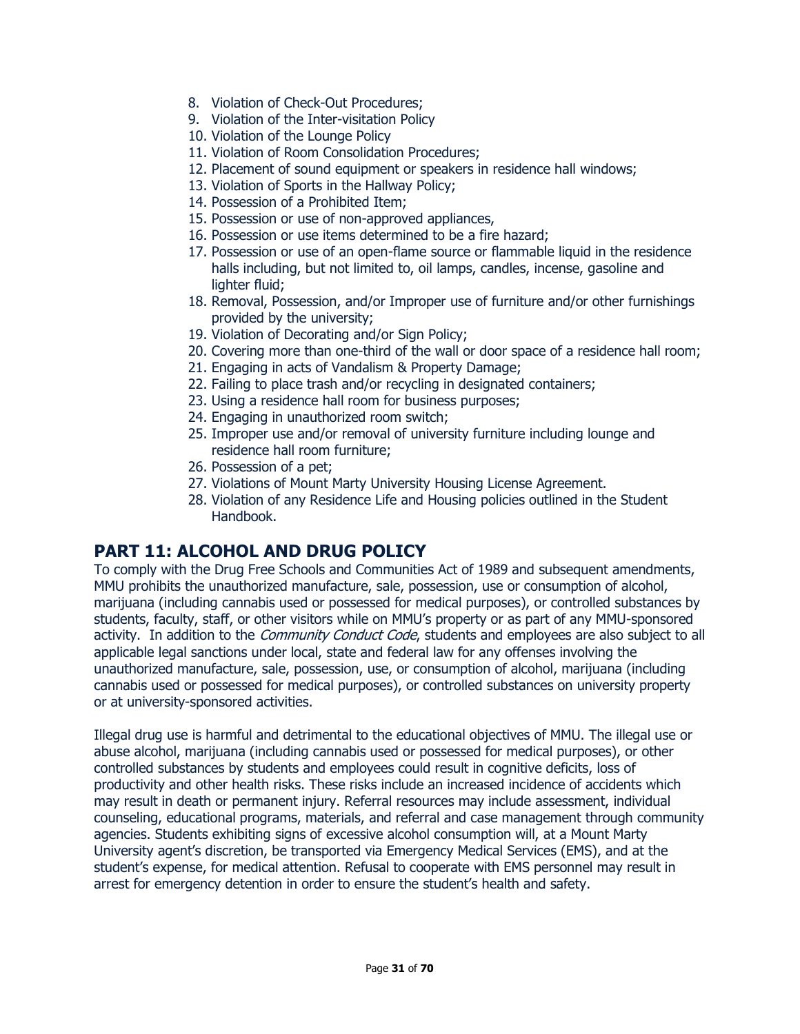8. Violation of Check-Out Procedures;
9. Violation of the Inter-visitation Policy
10. Violation of the Lounge Policy
11. Violation of Room Consolidation Procedures;
12. Placement of sound equipment or speakers in residence hall windows;
13. Violation of Sports in the Hallway Policy;
14. Possession of a Prohibited Item;
15. Possession or use of non-approved appliances,
16. Possession or use items determined to be a fire hazard;
17. Possession or use of an open-flame source or flammable liquid in the residence halls including, but not limited to, oil lamps, candles, incense, gasoline and lighter fluid;
18. Removal, Possession, and/or Improper use of furniture and/or other furnishings provided by the university;
19. Violation of Decorating and/or Sign Policy;
20. Covering more than one-third of the wall or door space of a residence hall room;
21. Engaging in acts of Vandalism & Property Damage;
22. Failing to place trash and/or recycling in designated containers;
23. Using a residence hall room for business purposes;
24. Engaging in unauthorized room switch;
25. Improper use and/or removal of university furniture including lounge and residence hall room furniture;
26. Possession of a pet;
27. Violations of Mount Marty University Housing License Agreement.
28. Violation of any Residence Life and Housing policies outlined in the Student Handbook.

## PART 11: ALCOHOL AND DRUG POLICY

To comply with the Drug Free Schools and Communities Act of 1989 and subsequent amendments, MMU prohibits the unauthorized manufacture, sale, possession, use or consumption of alcohol, marijuana (including cannabis used or possessed for medical purposes), or controlled substances by students, faculty, staff, or other visitors while on MMU's property or as part of any MMU-sponsored activity. In addition to the *Community Conduct Code*, students and employees are also subject to all applicable legal sanctions under local, state and federal law for any offenses involving the unauthorized manufacture, sale, possession, use, or consumption of alcohol, marijuana (including cannabis used or possessed for medical purposes), or controlled substances on university property or at university-sponsored activities.

Illegal drug use is harmful and detrimental to the educational objectives of MMU. The illegal use or abuse alcohol, marijuana (including cannabis used or possessed for medical purposes), or other controlled substances by students and employees could result in cognitive deficits, loss of productivity and other health risks. These risks include an increased incidence of accidents which may result in death or permanent injury. Referral resources may include assessment, individual counseling, educational programs, materials, and referral and case management through community agencies. Students exhibiting signs of excessive alcohol consumption will, at a Mount Marty University agent's discretion, be transported via Emergency Medical Services (EMS), and at the student's expense, for medical attention. Refusal to cooperate with EMS personnel may result in arrest for emergency detention in order to ensure the student's health and safety.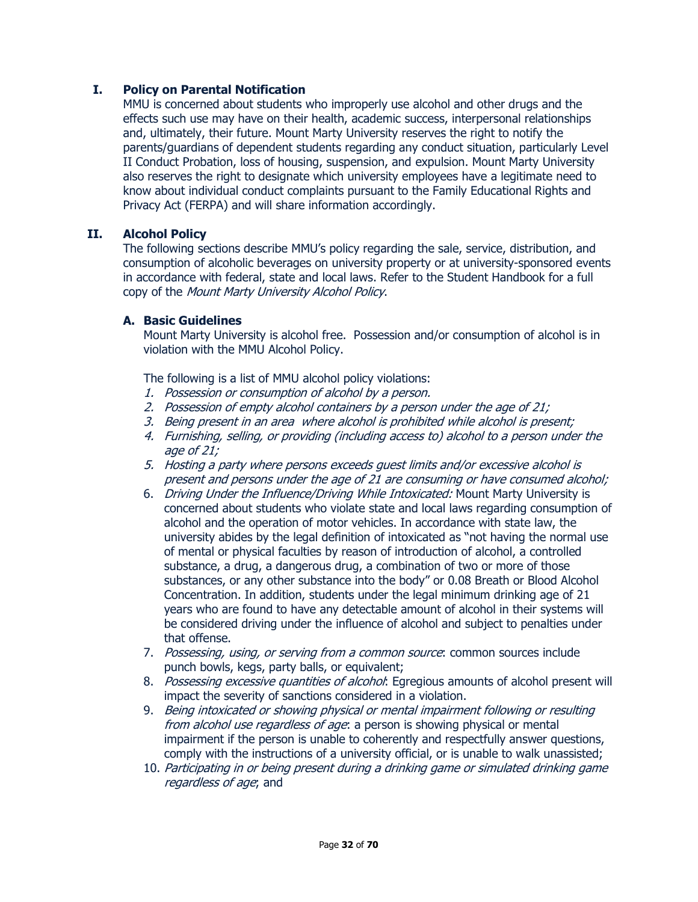## I. Policy on Parental Notification

MMU is concerned about students who improperly use alcohol and other drugs and the effects such use may have on their health, academic success, interpersonal relationships and, ultimately, their future. Mount Marty University reserves the right to notify the parents/guardians of dependent students regarding any conduct situation, particularly Level II Conduct Probation, loss of housing, suspension, and expulsion. Mount Marty University also reserves the right to designate which university employees have a legitimate need to know about individual conduct complaints pursuant to the Family Educational Rights and Privacy Act (FERPA) and will share information accordingly.

## II. Alcohol Policy

The following sections describe MMU's policy regarding the sale, service, distribution, and consumption of alcoholic beverages on university property or at university-sponsored events in accordance with federal, state and local laws. Refer to the Student Handbook for a full copy of the *Mount Marty University Alcohol Policy*.

### A. Basic Guidelines

Mount Marty University is alcohol free. Possession and/or consumption of alcohol is in violation with the MMU Alcohol Policy.

The following is a list of MMU alcohol policy violations:

1. *Possession or consumption of alcohol by a person.*
2. *Possession of empty alcohol containers by a person under the age of 21;*
3. *Being present in an area where alcohol is prohibited while alcohol is present;*
4. *Furnishing, selling, or providing (including access to) alcohol to a person under the age of 21;*
5. *Hosting a party where persons exceeds guest limits and/or excessive alcohol is present and persons under the age of 21 are consuming or have consumed alcohol;*
6. *Driving Under the Influence/Driving While Intoxicated:* Mount Marty University is concerned about students who violate state and local laws regarding consumption of alcohol and the operation of motor vehicles. In accordance with state law, the university abides by the legal definition of intoxicated as "not having the normal use of mental or physical faculties by reason of introduction of alcohol, a controlled substance, a drug, a dangerous drug, a combination of two or more of those substances, or any other substance into the body" or 0.08 Breath or Blood Alcohol Concentration. In addition, students under the legal minimum drinking age of 21 years who are found to have any detectable amount of alcohol in their systems will be considered driving under the influence of alcohol and subject to penalties under that offense.
7. *Possessing, using, or serving from a common source*: common sources include punch bowls, kegs, party balls, or equivalent;
8. *Possessing excessive quantities of alcohol*: Egregious amounts of alcohol present will impact the severity of sanctions considered in a violation.
9. *Being intoxicated or showing physical or mental impairment following or resulting from alcohol use regardless of age*: a person is showing physical or mental impairment if the person is unable to coherently and respectfully answer questions, comply with the instructions of a university official, or is unable to walk unassisted;
10. *Participating in or being present during a drinking game or simulated drinking game regardless of age*; and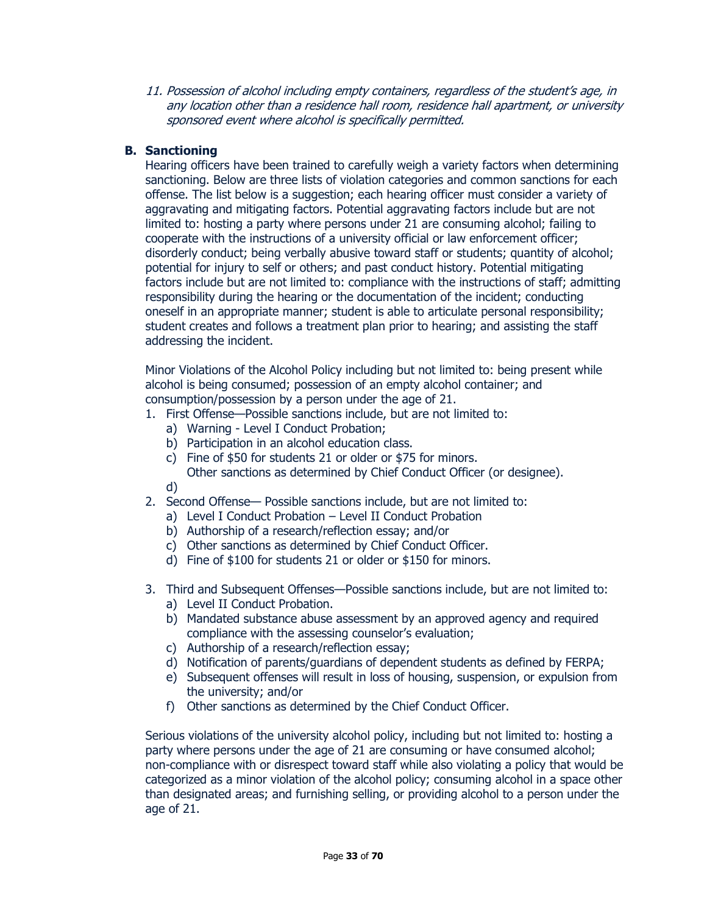*11. Possession of alcohol including empty containers, regardless of the student's age, in any location other than a residence hall room, residence hall apartment, or university sponsored event where alcohol is specifically permitted.*

### B. Sanctioning

Hearing officers have been trained to carefully weigh a variety factors when determining sanctioning. Below are three lists of violation categories and common sanctions for each offense. The list below is a suggestion; each hearing officer must consider a variety of aggravating and mitigating factors. Potential aggravating factors include but are not limited to: hosting a party where persons under 21 are consuming alcohol; failing to cooperate with the instructions of a university official or law enforcement officer; disorderly conduct; being verbally abusive toward staff or students; quantity of alcohol; potential for injury to self or others; and past conduct history. Potential mitigating factors include but are not limited to: compliance with the instructions of staff; admitting responsibility during the hearing or the documentation of the incident; conducting oneself in an appropriate manner; student is able to articulate personal responsibility; student creates and follows a treatment plan prior to hearing; and assisting the staff addressing the incident.

Minor Violations of the Alcohol Policy including but not limited to: being present while alcohol is being consumed; possession of an empty alcohol container; and consumption/possession by a person under the age of 21.

1. First Offense—Possible sanctions include, but are not limited to:
   a) Warning - Level I Conduct Probation;
   b) Participation in an alcohol education class.
   c) Fine of $50 for students 21 or older or $75 for minors.
      Other sanctions as determined by Chief Conduct Officer (or designee).
   d)
2. Second Offense— Possible sanctions include, but are not limited to:
   a) Level I Conduct Probation – Level II Conduct Probation
   b) Authorship of a research/reflection essay; and/or
   c) Other sanctions as determined by Chief Conduct Officer.
   d) Fine of $100 for students 21 or older or $150 for minors.
3. Third and Subsequent Offenses—Possible sanctions include, but are not limited to:
   a) Level II Conduct Probation.
   b) Mandated substance abuse assessment by an approved agency and required compliance with the assessing counselor's evaluation;
   c) Authorship of a research/reflection essay;
   d) Notification of parents/guardians of dependent students as defined by FERPA;
   e) Subsequent offenses will result in loss of housing, suspension, or expulsion from the university; and/or
   f) Other sanctions as determined by the Chief Conduct Officer.

Serious violations of the university alcohol policy, including but not limited to: hosting a party where persons under the age of 21 are consuming or have consumed alcohol; non-compliance with or disrespect toward staff while also violating a policy that would be categorized as a minor violation of the alcohol policy; consuming alcohol in a space other than designated areas; and furnishing selling, or providing alcohol to a person under the age of 21.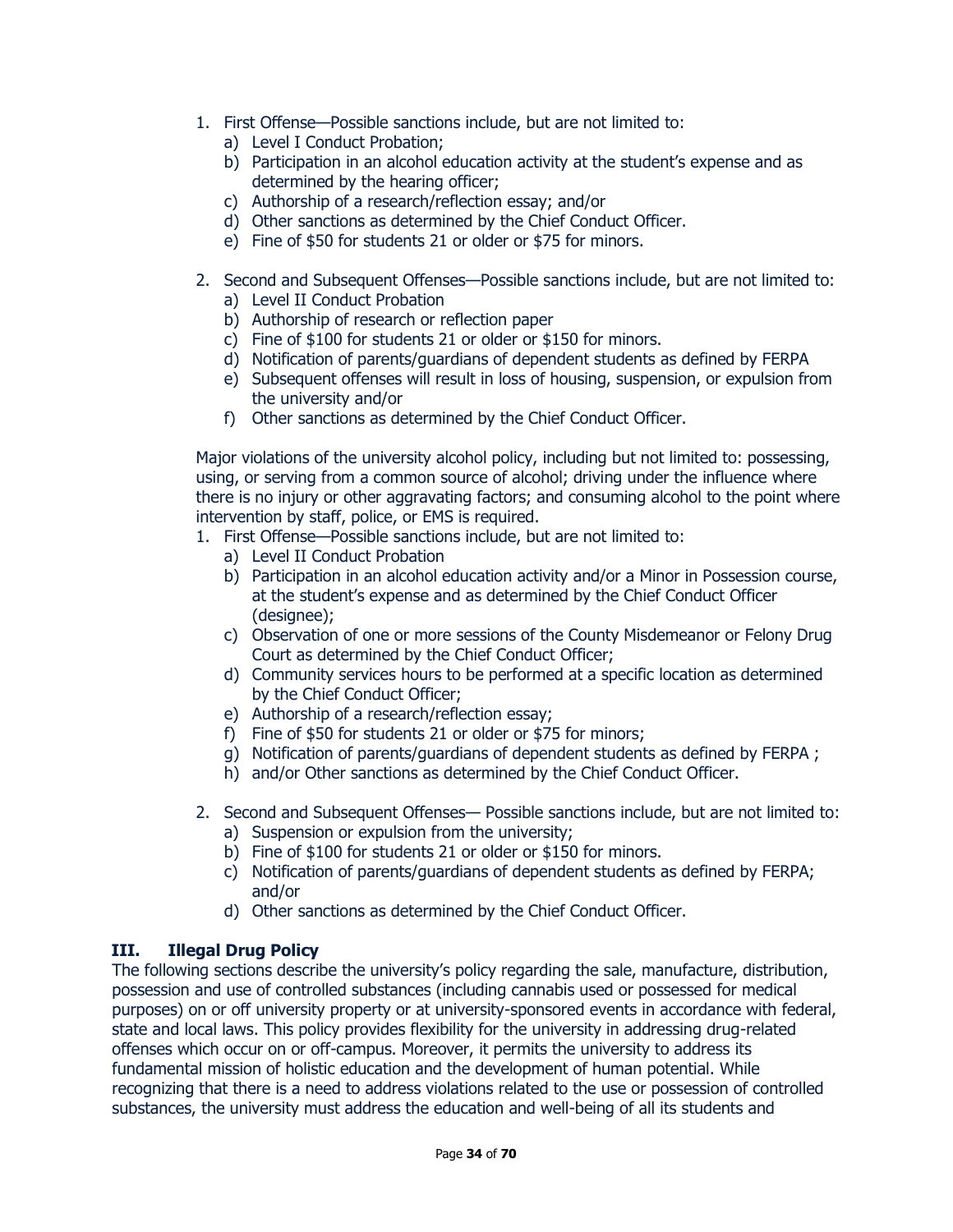1. First Offense—Possible sanctions include, but are not limited to:
   a) Level I Conduct Probation;
   b) Participation in an alcohol education activity at the student's expense and as determined by the hearing officer;
   c) Authorship of a research/reflection essay; and/or
   d) Other sanctions as determined by the Chief Conduct Officer.
   e) Fine of $50 for students 21 or older or $75 for minors.

2. Second and Subsequent Offenses—Possible sanctions include, but are not limited to:
   a) Level II Conduct Probation
   b) Authorship of research or reflection paper
   c) Fine of $100 for students 21 or older or $150 for minors.
   d) Notification of parents/guardians of dependent students as defined by FERPA
   e) Subsequent offenses will result in loss of housing, suspension, or expulsion from the university and/or
   f) Other sanctions as determined by the Chief Conduct Officer.

Major violations of the university alcohol policy, including but not limited to: possessing, using, or serving from a common source of alcohol; driving under the influence where there is no injury or other aggravating factors; and consuming alcohol to the point where intervention by staff, police, or EMS is required.

1. First Offense—Possible sanctions include, but are not limited to:
   a) Level II Conduct Probation
   b) Participation in an alcohol education activity and/or a Minor in Possession course, at the student's expense and as determined by the Chief Conduct Officer (designee);
   c) Observation of one or more sessions of the County Misdemeanor or Felony Drug Court as determined by the Chief Conduct Officer;
   d) Community services hours to be performed at a specific location as determined by the Chief Conduct Officer;
   e) Authorship of a research/reflection essay;
   f) Fine of $50 for students 21 or older or $75 for minors;
   g) Notification of parents/guardians of dependent students as defined by FERPA ;
   h) and/or Other sanctions as determined by the Chief Conduct Officer.

2. Second and Subsequent Offenses— Possible sanctions include, but are not limited to:
   a) Suspension or expulsion from the university;
   b) Fine of $100 for students 21 or older or $150 for minors.
   c) Notification of parents/guardians of dependent students as defined by FERPA; and/or
   d) Other sanctions as determined by the Chief Conduct Officer.

## III. Illegal Drug Policy

The following sections describe the university's policy regarding the sale, manufacture, distribution, possession and use of controlled substances (including cannabis used or possessed for medical purposes) on or off university property or at university-sponsored events in accordance with federal, state and local laws. This policy provides flexibility for the university in addressing drug-related offenses which occur on or off-campus. Moreover, it permits the university to address its fundamental mission of holistic education and the development of human potential. While recognizing that there is a need to address violations related to the use or possession of controlled substances, the university must address the education and well-being of all its students and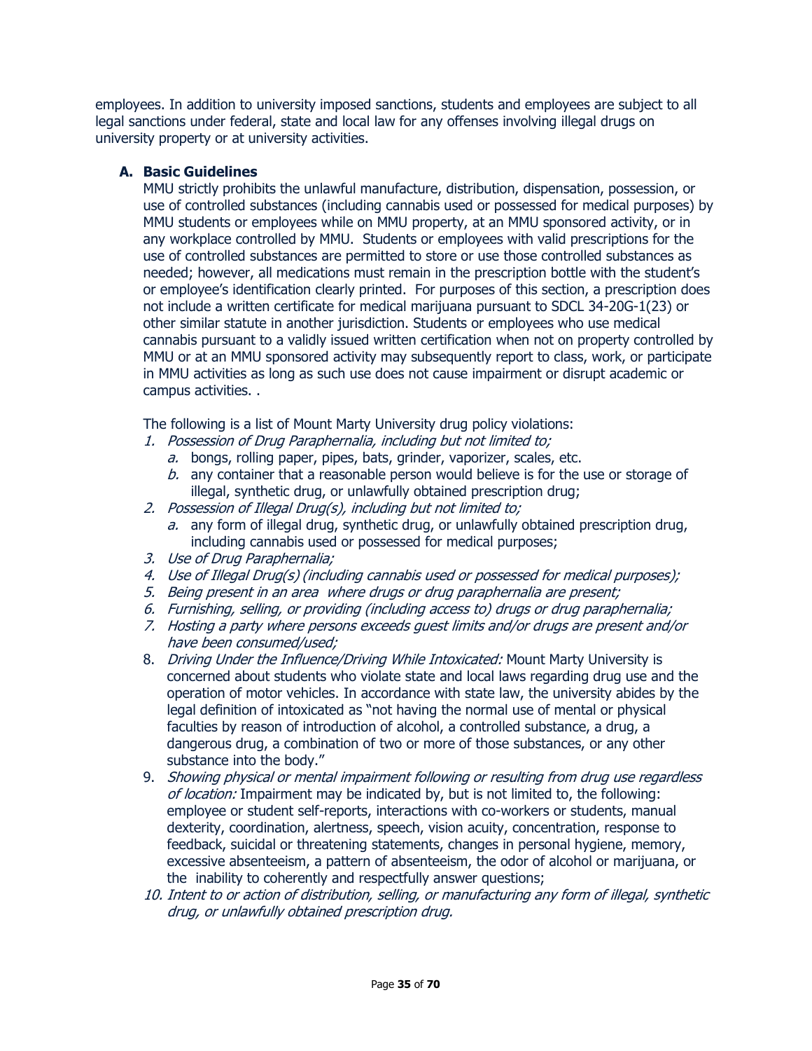employees. In addition to university imposed sanctions, students and employees are subject to all legal sanctions under federal, state and local law for any offenses involving illegal drugs on university property or at university activities.

### A. Basic Guidelines

MMU strictly prohibits the unlawful manufacture, distribution, dispensation, possession, or use of controlled substances (including cannabis used or possessed for medical purposes) by MMU students or employees while on MMU property, at an MMU sponsored activity, or in any workplace controlled by MMU. Students or employees with valid prescriptions for the use of controlled substances are permitted to store or use those controlled substances as needed; however, all medications must remain in the prescription bottle with the student's or employee's identification clearly printed. For purposes of this section, a prescription does not include a written certificate for medical marijuana pursuant to SDCL 34-20G-1(23) or other similar statute in another jurisdiction. Students or employees who use medical cannabis pursuant to a validly issued written certification when not on property controlled by MMU or at an MMU sponsored activity may subsequently report to class, work, or participate in MMU activities as long as such use does not cause impairment or disrupt academic or campus activities. .

The following is a list of Mount Marty University drug policy violations:

1. *Possession of Drug Paraphernalia, including but not limited to;*
   a. bongs, rolling paper, pipes, bats, grinder, vaporizer, scales, etc.
   b. any container that a reasonable person would believe is for the use or storage of illegal, synthetic drug, or unlawfully obtained prescription drug;
2. *Possession of Illegal Drug(s), including but not limited to;*
   a. any form of illegal drug, synthetic drug, or unlawfully obtained prescription drug, including cannabis used or possessed for medical purposes;
3. *Use of Drug Paraphernalia;*
4. *Use of Illegal Drug(s) (including cannabis used or possessed for medical purposes);*
5. *Being present in an area where drugs or drug paraphernalia are present;*
6. *Furnishing, selling, or providing (including access to) drugs or drug paraphernalia;*
7. *Hosting a party where persons exceeds guest limits and/or drugs are present and/or have been consumed/used;*
8. *Driving Under the Influence/Driving While Intoxicated:* Mount Marty University is concerned about students who violate state and local laws regarding drug use and the operation of motor vehicles. In accordance with state law, the university abides by the legal definition of intoxicated as "not having the normal use of mental or physical faculties by reason of introduction of alcohol, a controlled substance, a drug, a dangerous drug, a combination of two or more of those substances, or any other substance into the body."
9. *Showing physical or mental impairment following or resulting from drug use regardless of location:* Impairment may be indicated by, but is not limited to, the following: employee or student self-reports, interactions with co-workers or students, manual dexterity, coordination, alertness, speech, vision acuity, concentration, response to feedback, suicidal or threatening statements, changes in personal hygiene, memory, excessive absenteeism, a pattern of absenteeism, the odor of alcohol or marijuana, or the inability to coherently and respectfully answer questions;
10. *Intent to or action of distribution, selling, or manufacturing any form of illegal, synthetic drug, or unlawfully obtained prescription drug.*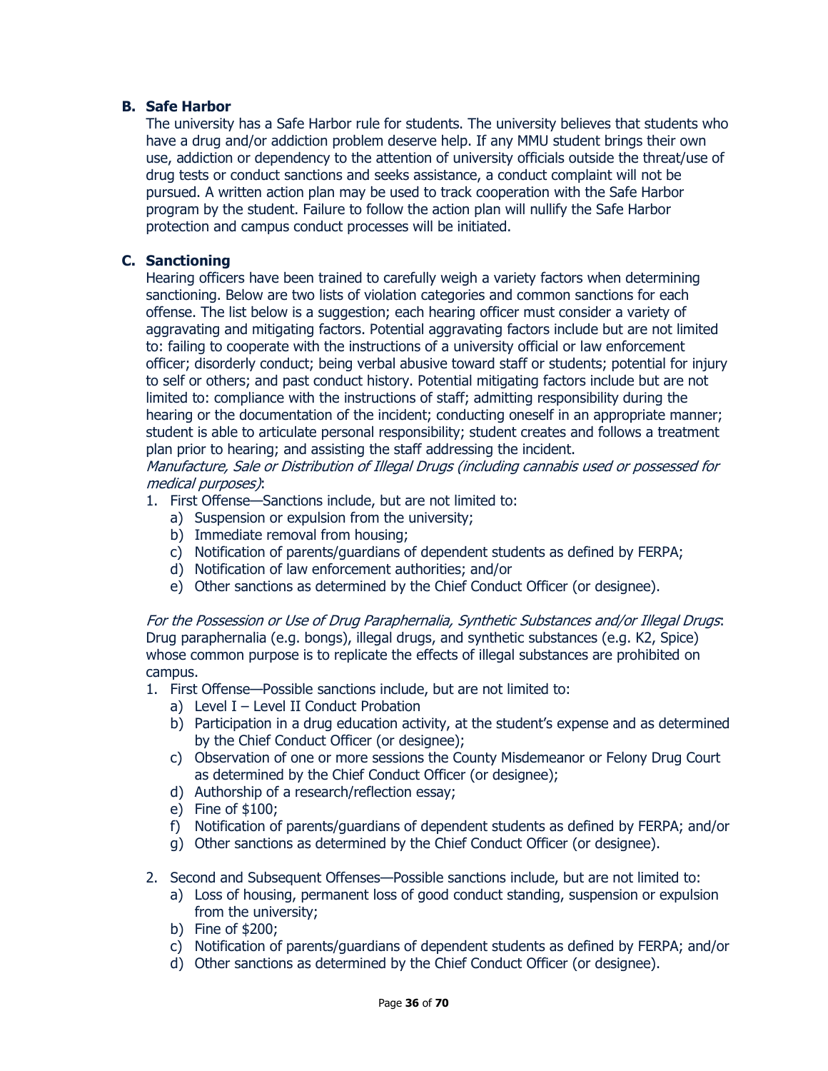### B. Safe Harbor

The university has a Safe Harbor rule for students. The university believes that students who have a drug and/or addiction problem deserve help. If any MMU student brings their own use, addiction or dependency to the attention of university officials outside the threat/use of drug tests or conduct sanctions and seeks assistance, a conduct complaint will not be pursued. A written action plan may be used to track cooperation with the Safe Harbor program by the student. Failure to follow the action plan will nullify the Safe Harbor protection and campus conduct processes will be initiated.

### C. Sanctioning

Hearing officers have been trained to carefully weigh a variety factors when determining sanctioning. Below are two lists of violation categories and common sanctions for each offense. The list below is a suggestion; each hearing officer must consider a variety of aggravating and mitigating factors. Potential aggravating factors include but are not limited to: failing to cooperate with the instructions of a university official or law enforcement officer; disorderly conduct; being verbal abusive toward staff or students; potential for injury to self or others; and past conduct history. Potential mitigating factors include but are not limited to: compliance with the instructions of staff; admitting responsibility during the hearing or the documentation of the incident; conducting oneself in an appropriate manner; student is able to articulate personal responsibility; student creates and follows a treatment plan prior to hearing; and assisting the staff addressing the incident.

*Manufacture, Sale or Distribution of Illegal Drugs (including cannabis used or possessed for medical purposes)*:

1. First Offense—Sanctions include, but are not limited to:
   a) Suspension or expulsion from the university;
   b) Immediate removal from housing;
   c) Notification of parents/guardians of dependent students as defined by FERPA;
   d) Notification of law enforcement authorities; and/or
   e) Other sanctions as determined by the Chief Conduct Officer (or designee).

*For the Possession or Use of Drug Paraphernalia, Synthetic Substances and/or Illegal Drugs*: Drug paraphernalia (e.g. bongs), illegal drugs, and synthetic substances (e.g. K2, Spice) whose common purpose is to replicate the effects of illegal substances are prohibited on campus.

1. First Offense—Possible sanctions include, but are not limited to:
   a) Level I – Level II Conduct Probation
   b) Participation in a drug education activity, at the student's expense and as determined by the Chief Conduct Officer (or designee);
   c) Observation of one or more sessions the County Misdemeanor or Felony Drug Court as determined by the Chief Conduct Officer (or designee);
   d) Authorship of a research/reflection essay;
   e) Fine of $100;
   f) Notification of parents/guardians of dependent students as defined by FERPA; and/or
   g) Other sanctions as determined by the Chief Conduct Officer (or designee).

2. Second and Subsequent Offenses—Possible sanctions include, but are not limited to:
   a) Loss of housing, permanent loss of good conduct standing, suspension or expulsion from the university;
   b) Fine of $200;
   c) Notification of parents/guardians of dependent students as defined by FERPA; and/or
   d) Other sanctions as determined by the Chief Conduct Officer (or designee).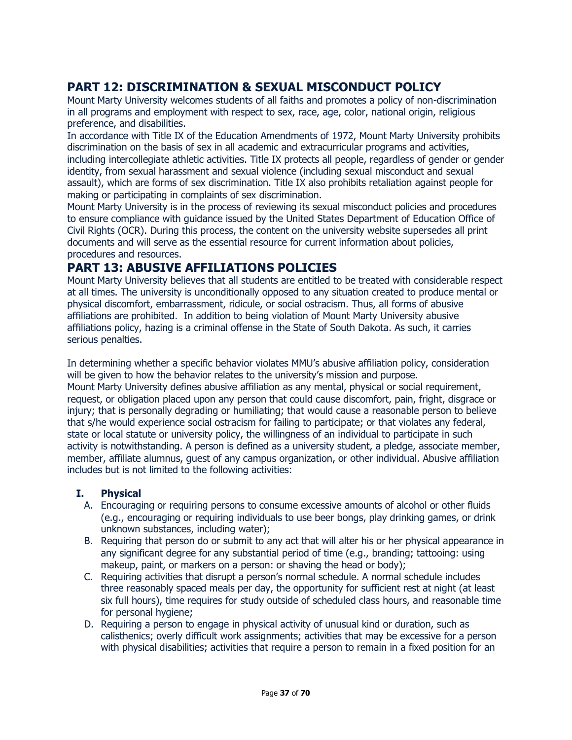## PART 12: DISCRIMINATION & SEXUAL MISCONDUCT POLICY

Mount Marty University welcomes students of all faiths and promotes a policy of non-discrimination in all programs and employment with respect to sex, race, age, color, national origin, religious preference, and disabilities.

In accordance with Title IX of the Education Amendments of 1972, Mount Marty University prohibits discrimination on the basis of sex in all academic and extracurricular programs and activities, including intercollegiate athletic activities. Title IX protects all people, regardless of gender or gender identity, from sexual harassment and sexual violence (including sexual misconduct and sexual assault), which are forms of sex discrimination. Title IX also prohibits retaliation against people for making or participating in complaints of sex discrimination.

Mount Marty University is in the process of reviewing its sexual misconduct policies and procedures to ensure compliance with guidance issued by the United States Department of Education Office of Civil Rights (OCR). During this process, the content on the university website supersedes all print documents and will serve as the essential resource for current information about policies, procedures and resources.

## PART 13: ABUSIVE AFFILIATIONS POLICIES

Mount Marty University believes that all students are entitled to be treated with considerable respect at all times. The university is unconditionally opposed to any situation created to produce mental or physical discomfort, embarrassment, ridicule, or social ostracism. Thus, all forms of abusive affiliations are prohibited. In addition to being violation of Mount Marty University abusive affiliations policy, hazing is a criminal offense in the State of South Dakota. As such, it carries serious penalties.

In determining whether a specific behavior violates MMU's abusive affiliation policy, consideration will be given to how the behavior relates to the university's mission and purpose.

Mount Marty University defines abusive affiliation as any mental, physical or social requirement, request, or obligation placed upon any person that could cause discomfort, pain, fright, disgrace or injury; that is personally degrading or humiliating; that would cause a reasonable person to believe that s/he would experience social ostracism for failing to participate; or that violates any federal, state or local statute or university policy, the willingness of an individual to participate in such activity is notwithstanding. A person is defined as a university student, a pledge, associate member, member, affiliate alumnus, guest of any campus organization, or other individual. Abusive affiliation includes but is not limited to the following activities:

### I. Physical

A. Encouraging or requiring persons to consume excessive amounts of alcohol or other fluids (e.g., encouraging or requiring individuals to use beer bongs, play drinking games, or drink unknown substances, including water);

B. Requiring that person do or submit to any act that will alter his or her physical appearance in any significant degree for any substantial period of time (e.g., branding; tattooing: using makeup, paint, or markers on a person: or shaving the head or body);

C. Requiring activities that disrupt a person's normal schedule. A normal schedule includes three reasonably spaced meals per day, the opportunity for sufficient rest at night (at least six full hours), time requires for study outside of scheduled class hours, and reasonable time for personal hygiene;

D. Requiring a person to engage in physical activity of unusual kind or duration, such as calisthenics; overly difficult work assignments; activities that may be excessive for a person with physical disabilities; activities that require a person to remain in a fixed position for an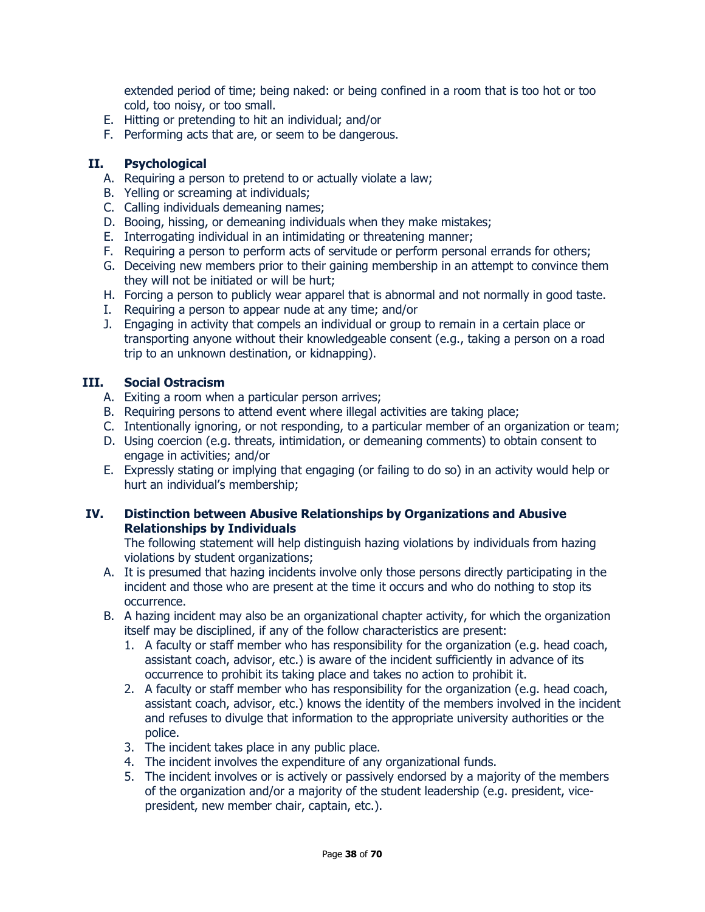extended period of time; being naked: or being confined in a room that is too hot or too cold, too noisy, or too small.

E. Hitting or pretending to hit an individual; and/or
F. Performing acts that are, or seem to be dangerous.

## II. Psychological

A. Requiring a person to pretend to or actually violate a law;
B. Yelling or screaming at individuals;
C. Calling individuals demeaning names;
D. Booing, hissing, or demeaning individuals when they make mistakes;
E. Interrogating individual in an intimidating or threatening manner;
F. Requiring a person to perform acts of servitude or perform personal errands for others;
G. Deceiving new members prior to their gaining membership in an attempt to convince them they will not be initiated or will be hurt;
H. Forcing a person to publicly wear apparel that is abnormal and not normally in good taste.
I. Requiring a person to appear nude at any time; and/or
J. Engaging in activity that compels an individual or group to remain in a certain place or transporting anyone without their knowledgeable consent (e.g., taking a person on a road trip to an unknown destination, or kidnapping).

## III. Social Ostracism

A. Exiting a room when a particular person arrives;
B. Requiring persons to attend event where illegal activities are taking place;
C. Intentionally ignoring, or not responding, to a particular member of an organization or team;
D. Using coercion (e.g. threats, intimidation, or demeaning comments) to obtain consent to engage in activities; and/or
E. Expressly stating or implying that engaging (or failing to do so) in an activity would help or hurt an individual's membership;

## IV. Distinction between Abusive Relationships by Organizations and Abusive Relationships by Individuals

The following statement will help distinguish hazing violations by individuals from hazing violations by student organizations;

A. It is presumed that hazing incidents involve only those persons directly participating in the incident and those who are present at the time it occurs and who do nothing to stop its occurrence.
B. A hazing incident may also be an organizational chapter activity, for which the organization itself may be disciplined, if any of the follow characteristics are present:
   1. A faculty or staff member who has responsibility for the organization (e.g. head coach, assistant coach, advisor, etc.) is aware of the incident sufficiently in advance of its occurrence to prohibit its taking place and takes no action to prohibit it.
   2. A faculty or staff member who has responsibility for the organization (e.g. head coach, assistant coach, advisor, etc.) knows the identity of the members involved in the incident and refuses to divulge that information to the appropriate university authorities or the police.
   3. The incident takes place in any public place.
   4. The incident involves the expenditure of any organizational funds.
   5. The incident involves or is actively or passively endorsed by a majority of the members of the organization and/or a majority of the student leadership (e.g. president, vice-president, new member chair, captain, etc.).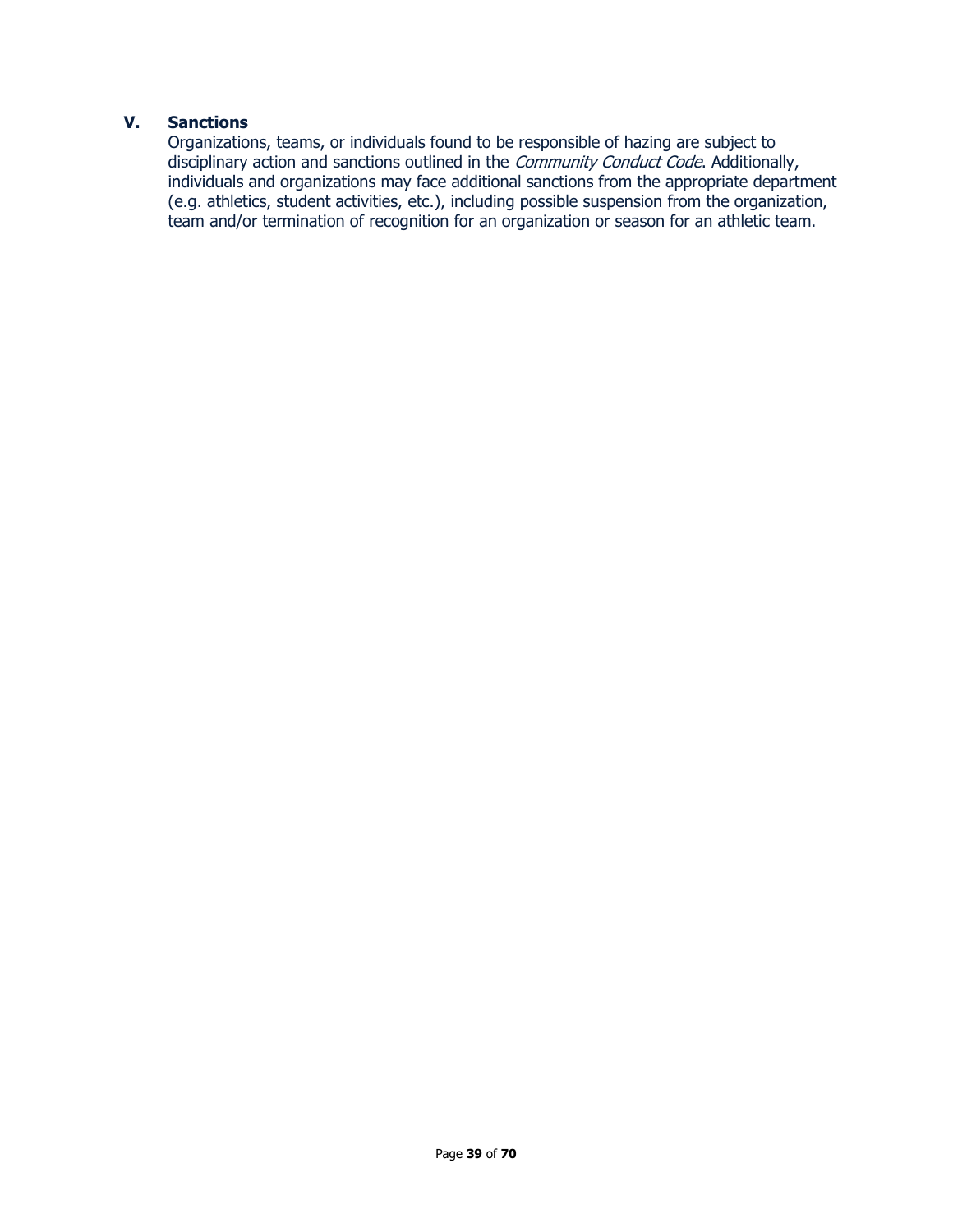## V. Sanctions

Organizations, teams, or individuals found to be responsible of hazing are subject to disciplinary action and sanctions outlined in the *Community Conduct Code*. Additionally, individuals and organizations may face additional sanctions from the appropriate department (e.g. athletics, student activities, etc.), including possible suspension from the organization, team and/or termination of recognition for an organization or season for an athletic team.